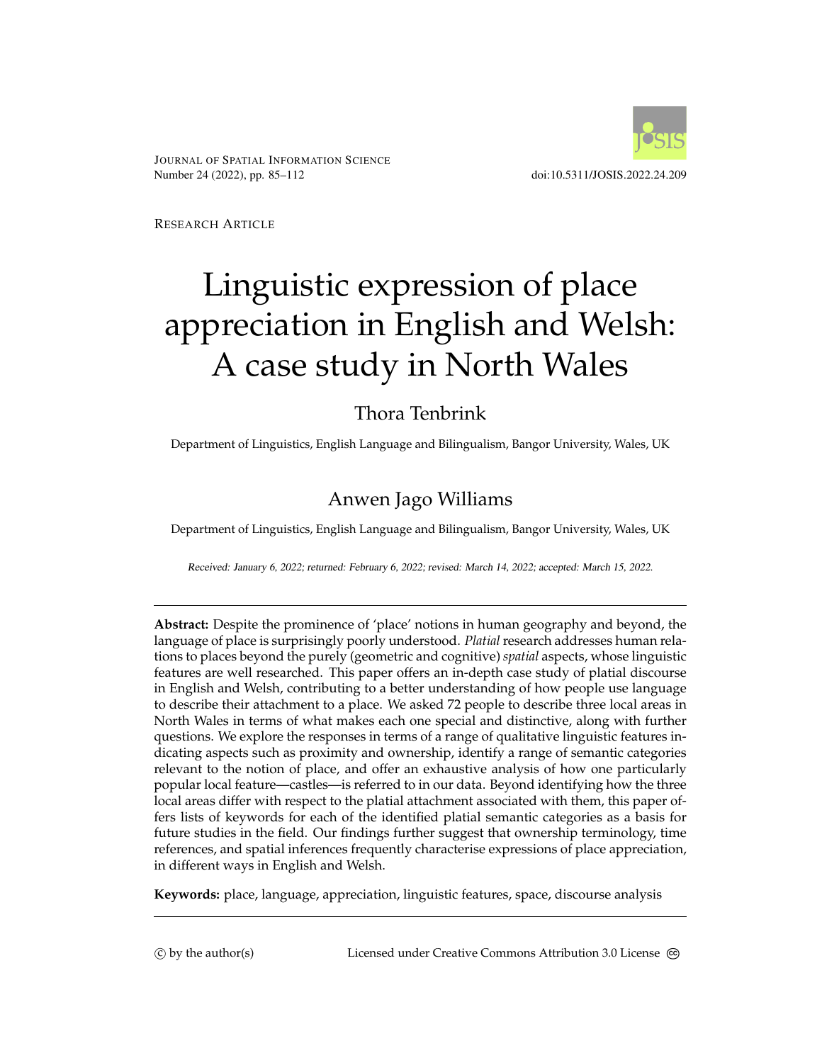Journal of Spatial Information Science
Number 24 (2022), pp. 85–112

doi:10.5311/JOSIS.2022.24.209

Research Article

# Linguistic expression of place appreciation in English and Welsh: A case study in North Wales

## Thora Tenbrink

Department of Linguistics, English Language and Bilingualism, Bangor University, Wales, UK

## Anwen Jago Williams

Department of Linguistics, English Language and Bilingualism, Bangor University, Wales, UK

*Received: January 6, 2022; returned: February 6, 2022; revised: March 14, 2022; accepted: March 15, 2022.*

---

**Abstract:** Despite the prominence of 'place' notions in human geography and beyond, the language of place is surprisingly poorly understood. *Platial* research addresses human relations to places beyond the purely (geometric and cognitive) *spatial* aspects, whose linguistic features are well researched. This paper offers an in-depth case study of platial discourse in English and Welsh, contributing to a better understanding of how people use language to describe their attachment to a place. We asked 72 people to describe three local areas in North Wales in terms of what makes each one special and distinctive, along with further questions. We explore the responses in terms of a range of qualitative linguistic features indicating aspects such as proximity and ownership, identify a range of semantic categories relevant to the notion of place, and offer an exhaustive analysis of how one particularly popular local feature—castles—is referred to in our data. Beyond identifying how the three local areas differ with respect to the platial attachment associated with them, this paper offers lists of keywords for each of the identified platial semantic categories as a basis for future studies in the field. Our findings further suggest that ownership terminology, time references, and spatial inferences frequently characterise expressions of place appreciation, in different ways in English and Welsh.

**Keywords:** place, language, appreciation, linguistic features, space, discourse analysis

---

© by the author(s) Licensed under Creative Commons Attribution 3.0 License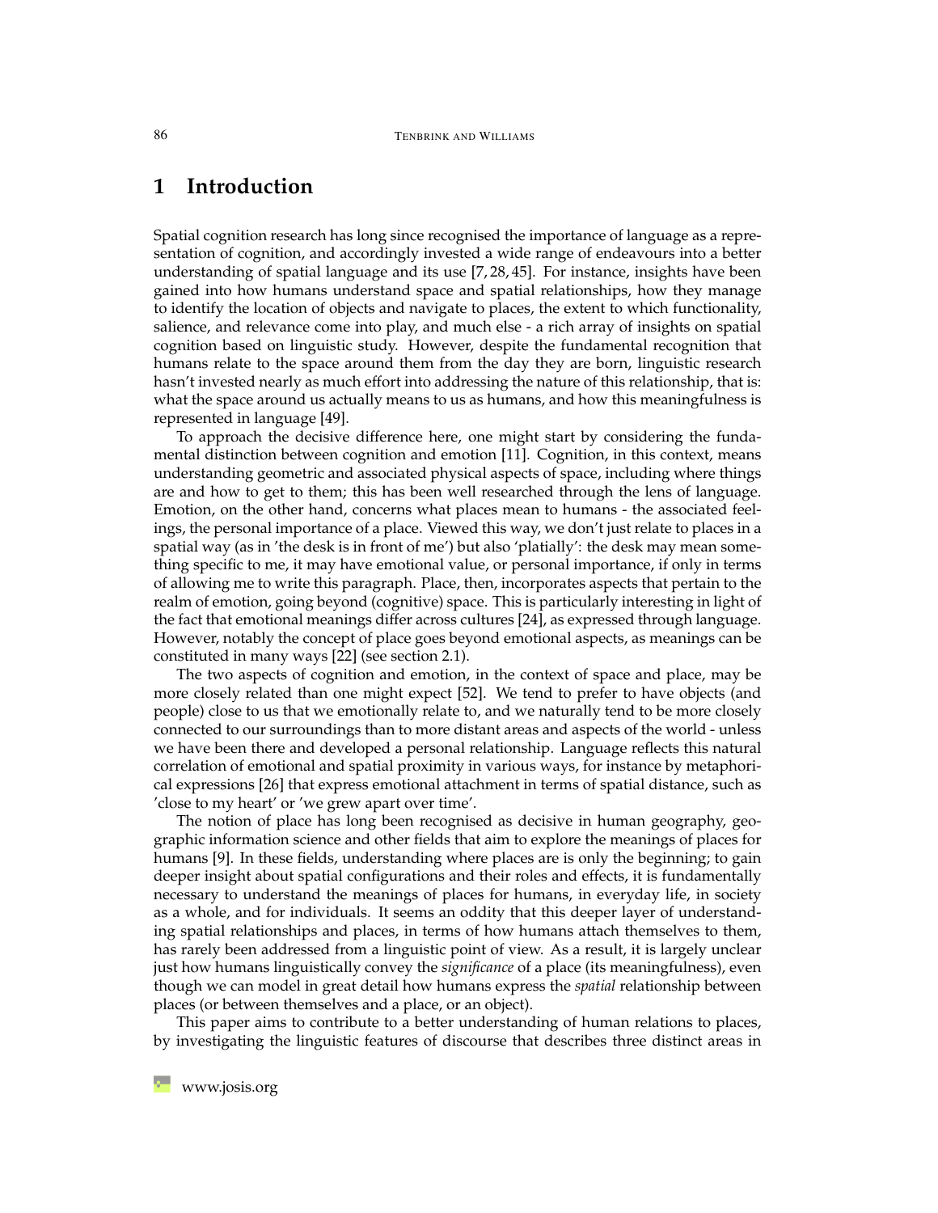# 1 Introduction

Spatial cognition research has long since recognised the importance of language as a representation of cognition, and accordingly invested a wide range of endeavours into a better understanding of spatial language and its use [7, 28, 45]. For instance, insights have been gained into how humans understand space and spatial relationships, how they manage to identify the location of objects and navigate to places, the extent to which functionality, salience, and relevance come into play, and much else - a rich array of insights on spatial cognition based on linguistic study. However, despite the fundamental recognition that humans relate to the space around them from the day they are born, linguistic research hasn't invested nearly as much effort into addressing the nature of this relationship, that is: what the space around us actually means to us as humans, and how this meaningfulness is represented in language [49].

To approach the decisive difference here, one might start by considering the fundamental distinction between cognition and emotion [11]. Cognition, in this context, means understanding geometric and associated physical aspects of space, including where things are and how to get to them; this has been well researched through the lens of language. Emotion, on the other hand, concerns what places mean to humans - the associated feelings, the personal importance of a place. Viewed this way, we don't just relate to places in a spatial way (as in 'the desk is in front of me') but also 'platially': the desk may mean something specific to me, it may have emotional value, or personal importance, if only in terms of allowing me to write this paragraph. Place, then, incorporates aspects that pertain to the realm of emotion, going beyond (cognitive) space. This is particularly interesting in light of the fact that emotional meanings differ across cultures [24], as expressed through language. However, notably the concept of place goes beyond emotional aspects, as meanings can be constituted in many ways [22] (see section 2.1).

The two aspects of cognition and emotion, in the context of space and place, may be more closely related than one might expect [52]. We tend to prefer to have objects (and people) close to us that we emotionally relate to, and we naturally tend to be more closely connected to our surroundings than to more distant areas and aspects of the world - unless we have been there and developed a personal relationship. Language reflects this natural correlation of emotional and spatial proximity in various ways, for instance by metaphorical expressions [26] that express emotional attachment in terms of spatial distance, such as 'close to my heart' or 'we grew apart over time'.

The notion of place has long been recognised as decisive in human geography, geographic information science and other fields that aim to explore the meanings of places for humans [9]. In these fields, understanding where places are is only the beginning; to gain deeper insight about spatial configurations and their roles and effects, it is fundamentally necessary to understand the meanings of places for humans, in everyday life, in society as a whole, and for individuals. It seems an oddity that this deeper layer of understanding spatial relationships and places, in terms of how humans attach themselves to them, has rarely been addressed from a linguistic point of view. As a result, it is largely unclear just how humans linguistically convey the *significance* of a place (its meaningfulness), even though we can model in great detail how humans express the *spatial* relationship between places (or between themselves and a place, or an object).

This paper aims to contribute to a better understanding of human relations to places, by investigating the linguistic features of discourse that describes three distinct areas in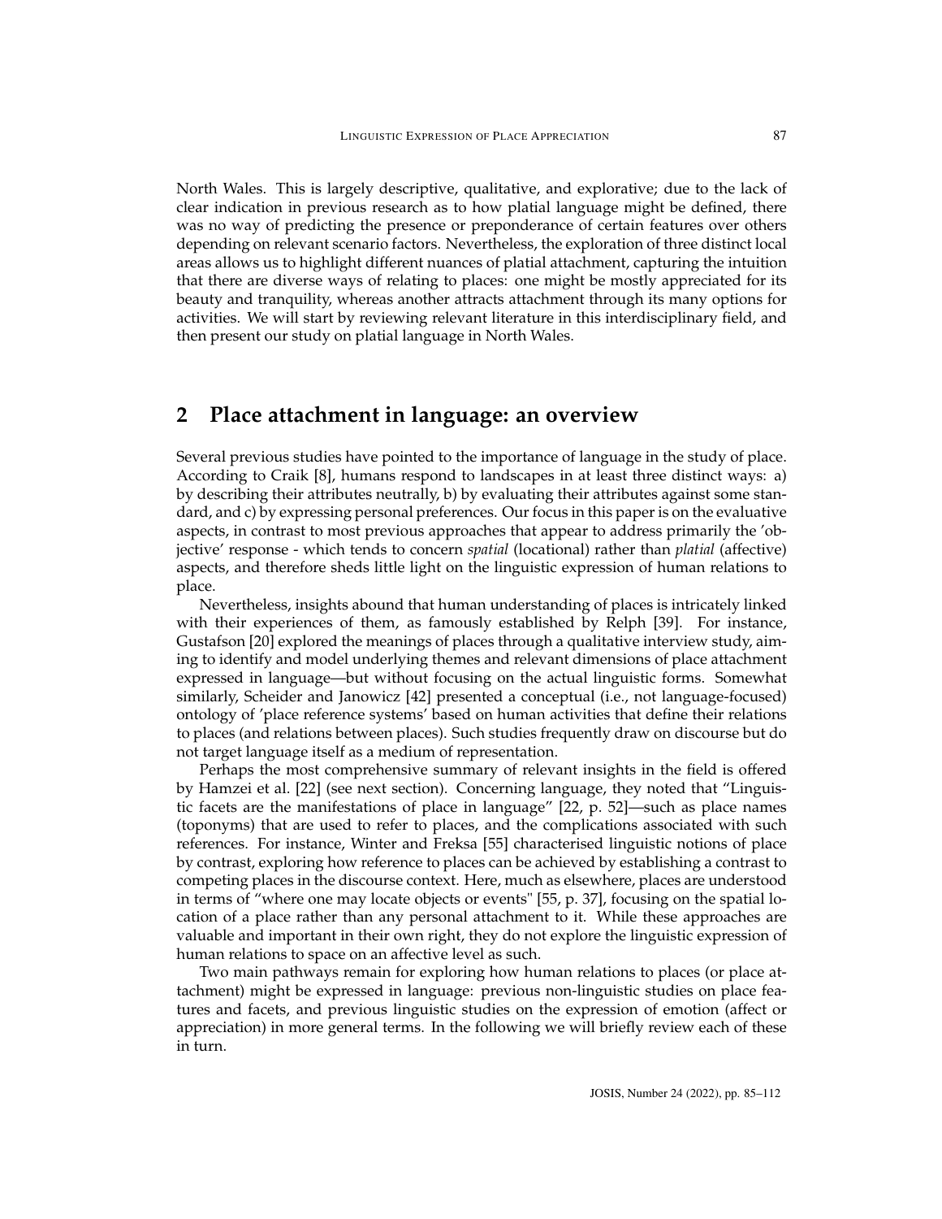North Wales. This is largely descriptive, qualitative, and explorative; due to the lack of clear indication in previous research as to how platial language might be defined, there was no way of predicting the presence or preponderance of certain features over others depending on relevant scenario factors. Nevertheless, the exploration of three distinct local areas allows us to highlight different nuances of platial attachment, capturing the intuition that there are diverse ways of relating to places: one might be mostly appreciated for its beauty and tranquility, whereas another attracts attachment through its many options for activities. We will start by reviewing relevant literature in this interdisciplinary field, and then present our study on platial language in North Wales.

## 2 Place attachment in language: an overview

Several previous studies have pointed to the importance of language in the study of place. According to Craik [8], humans respond to landscapes in at least three distinct ways: a) by describing their attributes neutrally, b) by evaluating their attributes against some standard, and c) by expressing personal preferences. Our focus in this paper is on the evaluative aspects, in contrast to most previous approaches that appear to address primarily the 'objective' response - which tends to concern *spatial* (locational) rather than *platial* (affective) aspects, and therefore sheds little light on the linguistic expression of human relations to place.

Nevertheless, insights abound that human understanding of places is intricately linked with their experiences of them, as famously established by Relph [39]. For instance, Gustafson [20] explored the meanings of places through a qualitative interview study, aiming to identify and model underlying themes and relevant dimensions of place attachment expressed in language—but without focusing on the actual linguistic forms. Somewhat similarly, Scheider and Janowicz [42] presented a conceptual (i.e., not language-focused) ontology of 'place reference systems' based on human activities that define their relations to places (and relations between places). Such studies frequently draw on discourse but do not target language itself as a medium of representation.

Perhaps the most comprehensive summary of relevant insights in the field is offered by Hamzei et al. [22] (see next section). Concerning language, they noted that "Linguistic facets are the manifestations of place in language" [22, p. 52]—such as place names (toponyms) that are used to refer to places, and the complications associated with such references. For instance, Winter and Freksa [55] characterised linguistic notions of place by contrast, exploring how reference to places can be achieved by establishing a contrast to competing places in the discourse context. Here, much as elsewhere, places are understood in terms of "where one may locate objects or events" [55, p. 37], focusing on the spatial location of a place rather than any personal attachment to it. While these approaches are valuable and important in their own right, they do not explore the linguistic expression of human relations to space on an affective level as such.

Two main pathways remain for exploring how human relations to places (or place attachment) might be expressed in language: previous non-linguistic studies on place features and facets, and previous linguistic studies on the expression of emotion (affect or appreciation) in more general terms. In the following we will briefly review each of these in turn.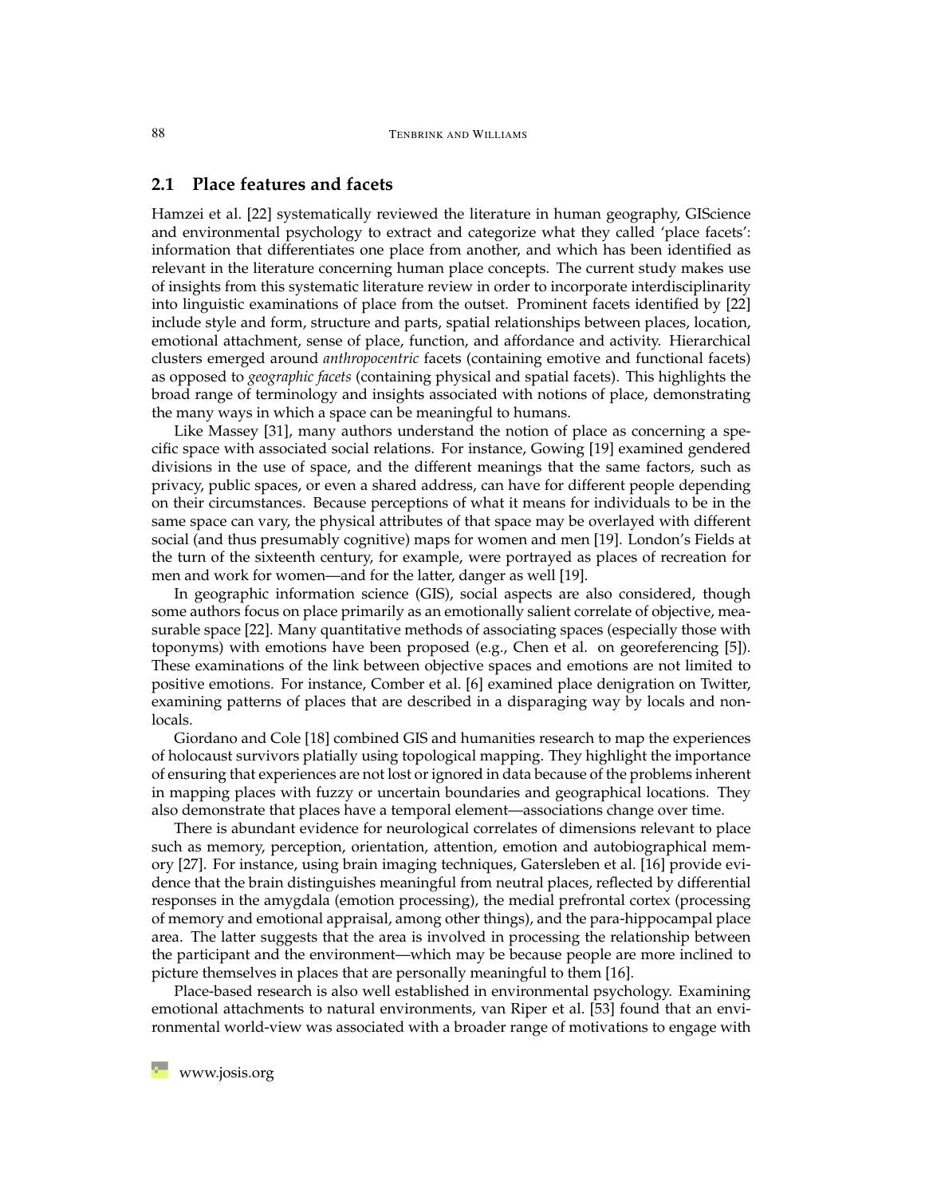## 2.1 Place features and facets

Hamzei et al. [22] systematically reviewed the literature in human geography, GIScience and environmental psychology to extract and categorize what they called 'place facets': information that differentiates one place from another, and which has been identified as relevant in the literature concerning human place concepts. The current study makes use of insights from this systematic literature review in order to incorporate interdisciplinarity into linguistic examinations of place from the outset. Prominent facets identified by [22] include style and form, structure and parts, spatial relationships between places, location, emotional attachment, sense of place, function, and affordance and activity. Hierarchical clusters emerged around *anthropocentric* facets (containing emotive and functional facets) as opposed to *geographic facets* (containing physical and spatial facets). This highlights the broad range of terminology and insights associated with notions of place, demonstrating the many ways in which a space can be meaningful to humans.

Like Massey [31], many authors understand the notion of place as concerning a specific space with associated social relations. For instance, Gowing [19] examined gendered divisions in the use of space, and the different meanings that the same factors, such as privacy, public spaces, or even a shared address, can have for different people depending on their circumstances. Because perceptions of what it means for individuals to be in the same space can vary, the physical attributes of that space may be overlayed with different social (and thus presumably cognitive) maps for women and men [19]. London's Fields at the turn of the sixteenth century, for example, were portrayed as places of recreation for men and work for women—and for the latter, danger as well [19].

In geographic information science (GIS), social aspects are also considered, though some authors focus on place primarily as an emotionally salient correlate of objective, measurable space [22]. Many quantitative methods of associating spaces (especially those with toponyms) with emotions have been proposed (e.g., Chen et al. on georeferencing [5]). These examinations of the link between objective spaces and emotions are not limited to positive emotions. For instance, Comber et al. [6] examined place denigration on Twitter, examining patterns of places that are described in a disparaging way by locals and non-locals.

Giordano and Cole [18] combined GIS and humanities research to map the experiences of holocaust survivors platially using topological mapping. They highlight the importance of ensuring that experiences are not lost or ignored in data because of the problems inherent in mapping places with fuzzy or uncertain boundaries and geographical locations. They also demonstrate that places have a temporal element—associations change over time.

There is abundant evidence for neurological correlates of dimensions relevant to place such as memory, perception, orientation, attention, emotion and autobiographical memory [27]. For instance, using brain imaging techniques, Gatersleben et al. [16] provide evidence that the brain distinguishes meaningful from neutral places, reflected by differential responses in the amygdala (emotion processing), the medial prefrontal cortex (processing of memory and emotional appraisal, among other things), and the para-hippocampal place area. The latter suggests that the area is involved in processing the relationship between the participant and the environment—which may be because people are more inclined to picture themselves in places that are personally meaningful to them [16].

Place-based research is also well established in environmental psychology. Examining emotional attachments to natural environments, van Riper et al. [53] found that an environmental world-view was associated with a broader range of motivations to engage with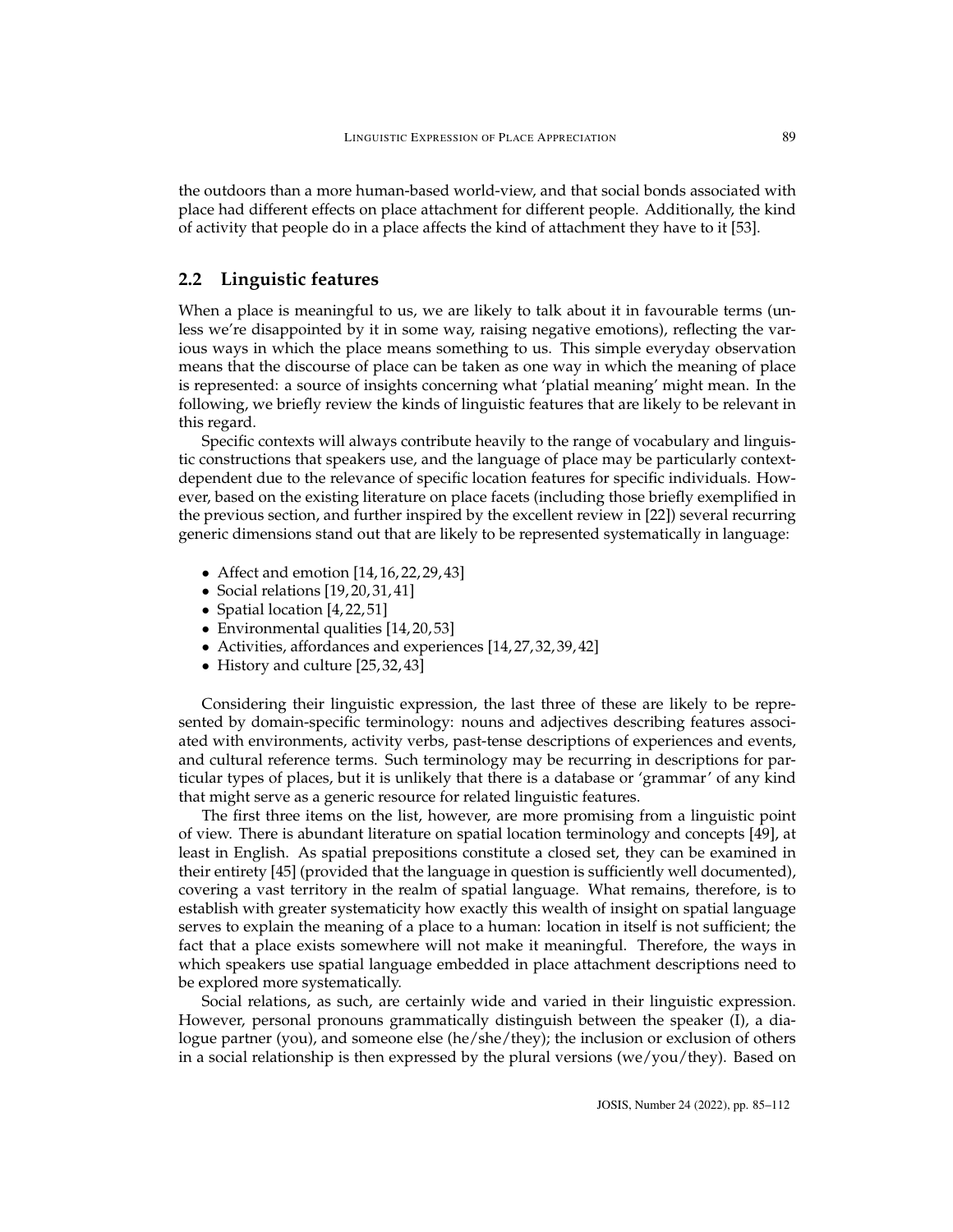the outdoors than a more human-based world-view, and that social bonds associated with place had different effects on place attachment for different people. Additionally, the kind of activity that people do in a place affects the kind of attachment they have to it [53].

## 2.2 Linguistic features

When a place is meaningful to us, we are likely to talk about it in favourable terms (unless we're disappointed by it in some way, raising negative emotions), reflecting the various ways in which the place means something to us. This simple everyday observation means that the discourse of place can be taken as one way in which the meaning of place is represented: a source of insights concerning what 'platial meaning' might mean. In the following, we briefly review the kinds of linguistic features that are likely to be relevant in this regard.

Specific contexts will always contribute heavily to the range of vocabulary and linguistic constructions that speakers use, and the language of place may be particularly context-dependent due to the relevance of specific location features for specific individuals. However, based on the existing literature on place facets (including those briefly exemplified in the previous section, and further inspired by the excellent review in [22]) several recurring generic dimensions stand out that are likely to be represented systematically in language:

- Affect and emotion [14,16,22,29,43]
- Social relations [19,20,31,41]
- Spatial location [4,22,51]
- Environmental qualities [14,20,53]
- Activities, affordances and experiences [14,27,32,39,42]
- History and culture [25,32,43]

Considering their linguistic expression, the last three of these are likely to be represented by domain-specific terminology: nouns and adjectives describing features associated with environments, activity verbs, past-tense descriptions of experiences and events, and cultural reference terms. Such terminology may be recurring in descriptions for particular types of places, but it is unlikely that there is a database or 'grammar' of any kind that might serve as a generic resource for related linguistic features.

The first three items on the list, however, are more promising from a linguistic point of view. There is abundant literature on spatial location terminology and concepts [49], at least in English. As spatial prepositions constitute a closed set, they can be examined in their entirety [45] (provided that the language in question is sufficiently well documented), covering a vast territory in the realm of spatial language. What remains, therefore, is to establish with greater systematicity how exactly this wealth of insight on spatial language serves to explain the meaning of a place to a human: location in itself is not sufficient; the fact that a place exists somewhere will not make it meaningful. Therefore, the ways in which speakers use spatial language embedded in place attachment descriptions need to be explored more systematically.

Social relations, as such, are certainly wide and varied in their linguistic expression. However, personal pronouns grammatically distinguish between the speaker (I), a dialogue partner (you), and someone else (he/she/they); the inclusion or exclusion of others in a social relationship is then expressed by the plural versions (we/you/they). Based on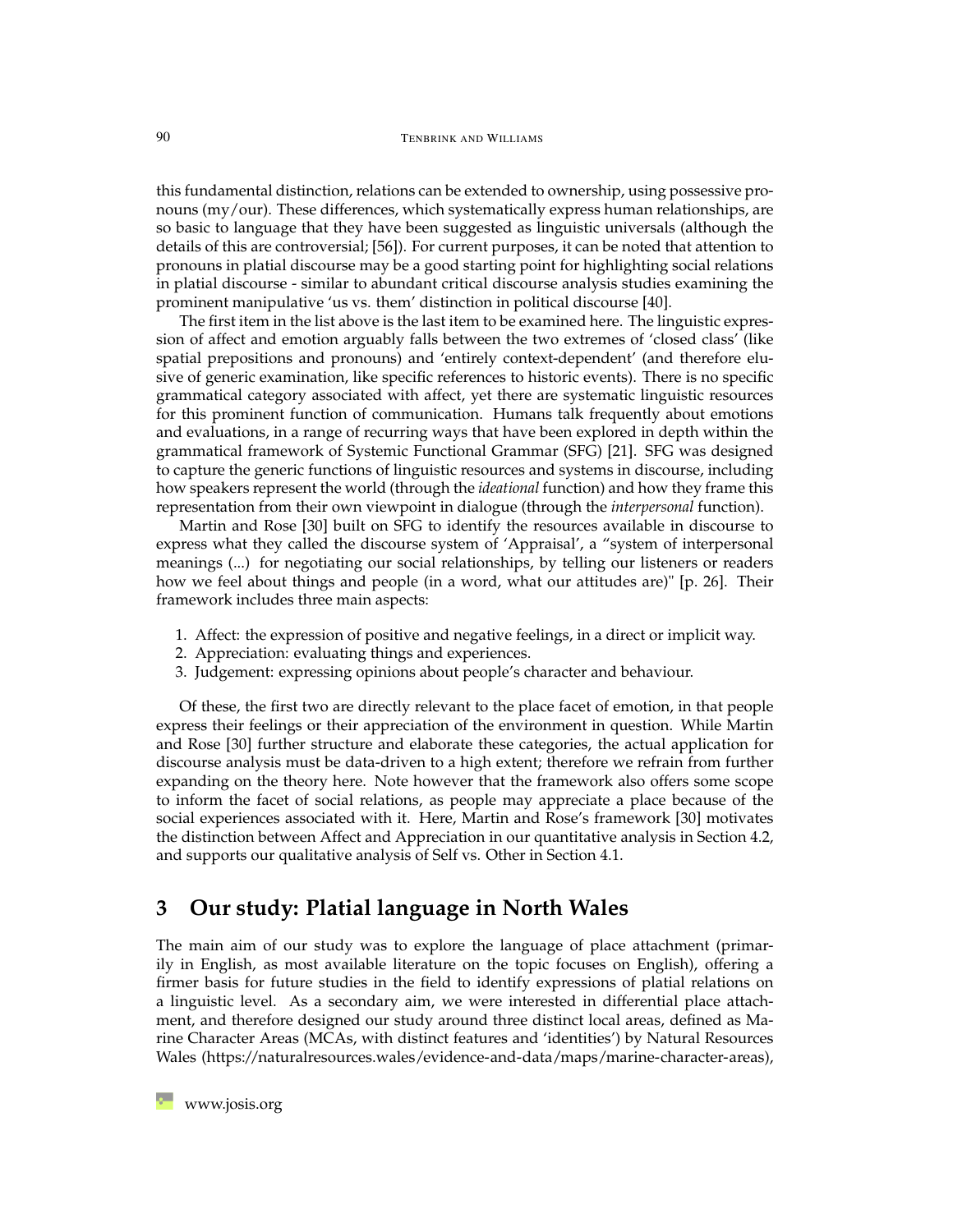this fundamental distinction, relations can be extended to ownership, using possessive pronouns (my/our). These differences, which systematically express human relationships, are so basic to language that they have been suggested as linguistic universals (although the details of this are controversial; [56]). For current purposes, it can be noted that attention to pronouns in platial discourse may be a good starting point for highlighting social relations in platial discourse - similar to abundant critical discourse analysis studies examining the prominent manipulative 'us vs. them' distinction in political discourse [40].

The first item in the list above is the last item to be examined here. The linguistic expression of affect and emotion arguably falls between the two extremes of 'closed class' (like spatial prepositions and pronouns) and 'entirely context-dependent' (and therefore elusive of generic examination, like specific references to historic events). There is no specific grammatical category associated with affect, yet there are systematic linguistic resources for this prominent function of communication. Humans talk frequently about emotions and evaluations, in a range of recurring ways that have been explored in depth within the grammatical framework of Systemic Functional Grammar (SFG) [21]. SFG was designed to capture the generic functions of linguistic resources and systems in discourse, including how speakers represent the world (through the *ideational* function) and how they frame this representation from their own viewpoint in dialogue (through the *interpersonal* function).

Martin and Rose [30] built on SFG to identify the resources available in discourse to express what they called the discourse system of 'Appraisal', a "system of interpersonal meanings (...) for negotiating our social relationships, by telling our listeners or readers how we feel about things and people (in a word, what our attitudes are)" [p. 26]. Their framework includes three main aspects:

1. Affect: the expression of positive and negative feelings, in a direct or implicit way.
2. Appreciation: evaluating things and experiences.
3. Judgement: expressing opinions about people's character and behaviour.

Of these, the first two are directly relevant to the place facet of emotion, in that people express their feelings or their appreciation of the environment in question. While Martin and Rose [30] further structure and elaborate these categories, the actual application for discourse analysis must be data-driven to a high extent; therefore we refrain from further expanding on the theory here. Note however that the framework also offers some scope to inform the facet of social relations, as people may appreciate a place because of the social experiences associated with it. Here, Martin and Rose's framework [30] motivates the distinction between Affect and Appreciation in our quantitative analysis in Section 4.2, and supports our qualitative analysis of Self vs. Other in Section 4.1.

## 3 Our study: Platial language in North Wales

The main aim of our study was to explore the language of place attachment (primarily in English, as most available literature on the topic focuses on English), offering a firmer basis for future studies in the field to identify expressions of platial relations on a linguistic level. As a secondary aim, we were interested in differential place attachment, and therefore designed our study around three distinct local areas, defined as Marine Character Areas (MCAs, with distinct features and 'identities') by Natural Resources Wales (https://naturalresources.wales/evidence-and-data/maps/marine-character-areas),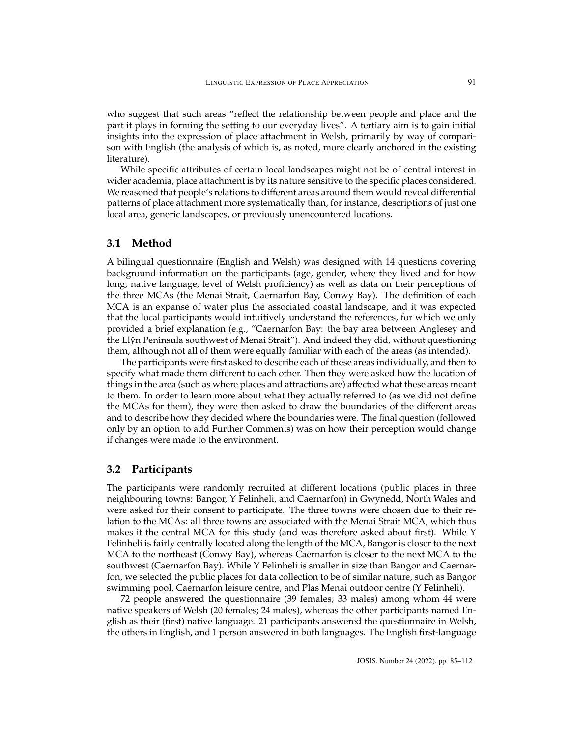who suggest that such areas "reflect the relationship between people and place and the part it plays in forming the setting to our everyday lives". A tertiary aim is to gain initial insights into the expression of place attachment in Welsh, primarily by way of comparison with English (the analysis of which is, as noted, more clearly anchored in the existing literature).

While specific attributes of certain local landscapes might not be of central interest in wider academia, place attachment is by its nature sensitive to the specific places considered. We reasoned that people's relations to different areas around them would reveal differential patterns of place attachment more systematically than, for instance, descriptions of just one local area, generic landscapes, or previously unencountered locations.

## 3.1 Method

A bilingual questionnaire (English and Welsh) was designed with 14 questions covering background information on the participants (age, gender, where they lived and for how long, native language, level of Welsh proficiency) as well as data on their perceptions of the three MCAs (the Menai Strait, Caernarfon Bay, Conwy Bay). The definition of each MCA is an expanse of water plus the associated coastal landscape, and it was expected that the local participants would intuitively understand the references, for which we only provided a brief explanation (e.g., "Caernarfon Bay: the bay area between Anglesey and the Llŷn Peninsula southwest of Menai Strait"). And indeed they did, without questioning them, although not all of them were equally familiar with each of the areas (as intended).

The participants were first asked to describe each of these areas individually, and then to specify what made them different to each other. Then they were asked how the location of things in the area (such as where places and attractions are) affected what these areas meant to them. In order to learn more about what they actually referred to (as we did not define the MCAs for them), they were then asked to draw the boundaries of the different areas and to describe how they decided where the boundaries were. The final question (followed only by an option to add Further Comments) was on how their perception would change if changes were made to the environment.

## 3.2 Participants

The participants were randomly recruited at different locations (public places in three neighbouring towns: Bangor, Y Felinheli, and Caernarfon) in Gwynedd, North Wales and were asked for their consent to participate. The three towns were chosen due to their relation to the MCAs: all three towns are associated with the Menai Strait MCA, which thus makes it the central MCA for this study (and was therefore asked about first). While Y Felinheli is fairly centrally located along the length of the MCA, Bangor is closer to the next MCA to the northeast (Conwy Bay), whereas Caernarfon is closer to the next MCA to the southwest (Caernarfon Bay). While Y Felinheli is smaller in size than Bangor and Caernarfon, we selected the public places for data collection to be of similar nature, such as Bangor swimming pool, Caernarfon leisure centre, and Plas Menai outdoor centre (Y Felinheli).

72 people answered the questionnaire (39 females; 33 males) among whom 44 were native speakers of Welsh (20 females; 24 males), whereas the other participants named English as their (first) native language. 21 participants answered the questionnaire in Welsh, the others in English, and 1 person answered in both languages. The English first-language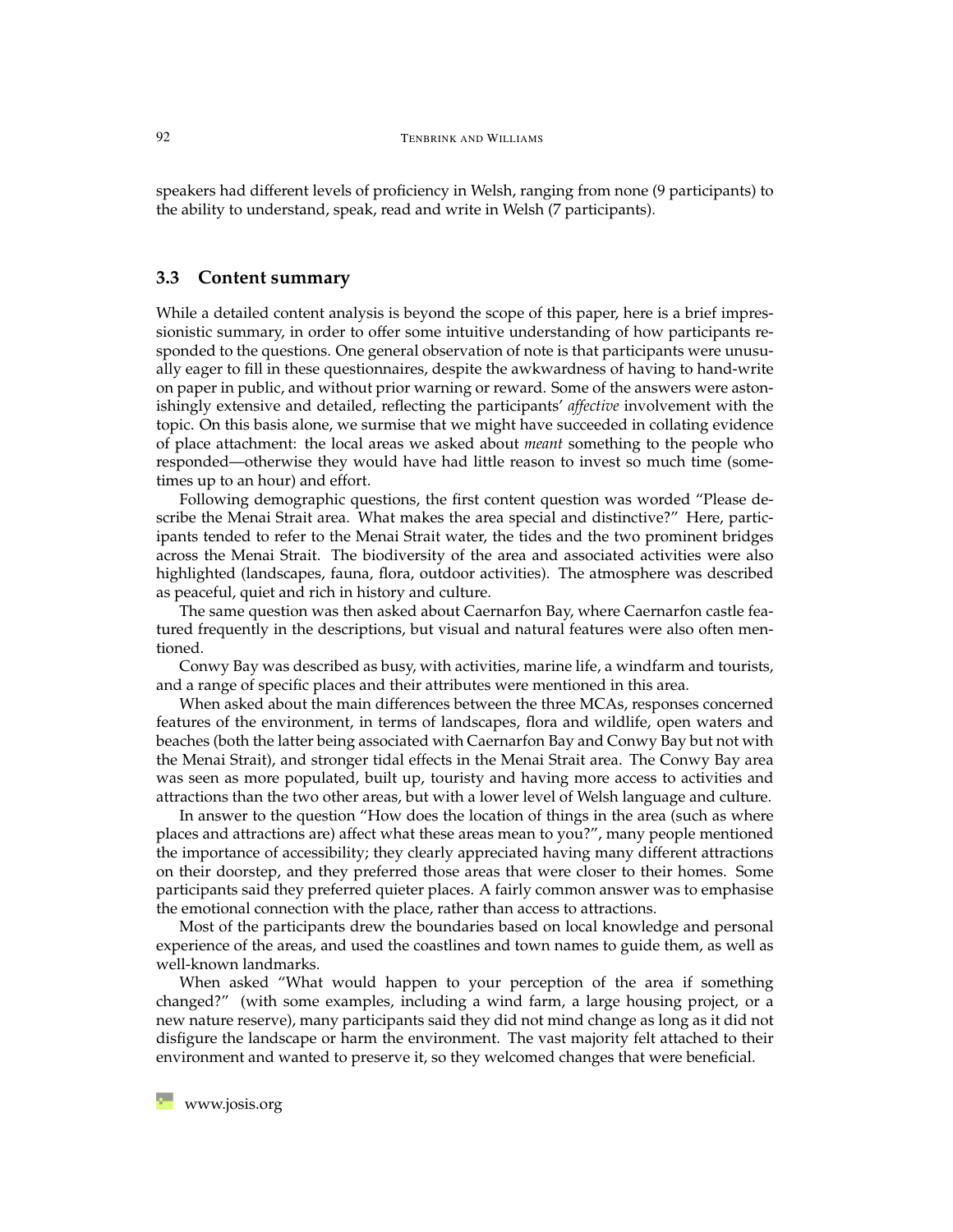speakers had different levels of proficiency in Welsh, ranging from none (9 participants) to the ability to understand, speak, read and write in Welsh (7 participants).

### 3.3 Content summary

While a detailed content analysis is beyond the scope of this paper, here is a brief impressionistic summary, in order to offer some intuitive understanding of how participants responded to the questions. One general observation of note is that participants were unusually eager to fill in these questionnaires, despite the awkwardness of having to hand-write on paper in public, and without prior warning or reward. Some of the answers were astonishingly extensive and detailed, reflecting the participants' *affective* involvement with the topic. On this basis alone, we surmise that we might have succeeded in collating evidence of place attachment: the local areas we asked about *meant* something to the people who responded—otherwise they would have had little reason to invest so much time (sometimes up to an hour) and effort.

Following demographic questions, the first content question was worded "Please describe the Menai Strait area. What makes the area special and distinctive?" Here, participants tended to refer to the Menai Strait water, the tides and the two prominent bridges across the Menai Strait. The biodiversity of the area and associated activities were also highlighted (landscapes, fauna, flora, outdoor activities). The atmosphere was described as peaceful, quiet and rich in history and culture.

The same question was then asked about Caernarfon Bay, where Caernarfon castle featured frequently in the descriptions, but visual and natural features were also often mentioned.

Conwy Bay was described as busy, with activities, marine life, a windfarm and tourists, and a range of specific places and their attributes were mentioned in this area.

When asked about the main differences between the three MCAs, responses concerned features of the environment, in terms of landscapes, flora and wildlife, open waters and beaches (both the latter being associated with Caernarfon Bay and Conwy Bay but not with the Menai Strait), and stronger tidal effects in the Menai Strait area. The Conwy Bay area was seen as more populated, built up, touristy and having more access to activities and attractions than the two other areas, but with a lower level of Welsh language and culture.

In answer to the question "How does the location of things in the area (such as where places and attractions are) affect what these areas mean to you?", many people mentioned the importance of accessibility; they clearly appreciated having many different attractions on their doorstep, and they preferred those areas that were closer to their homes. Some participants said they preferred quieter places. A fairly common answer was to emphasise the emotional connection with the place, rather than access to attractions.

Most of the participants drew the boundaries based on local knowledge and personal experience of the areas, and used the coastlines and town names to guide them, as well as well-known landmarks.

When asked "What would happen to your perception of the area if something changed?" (with some examples, including a wind farm, a large housing project, or a new nature reserve), many participants said they did not mind change as long as it did not disfigure the landscape or harm the environment. The vast majority felt attached to their environment and wanted to preserve it, so they welcomed changes that were beneficial.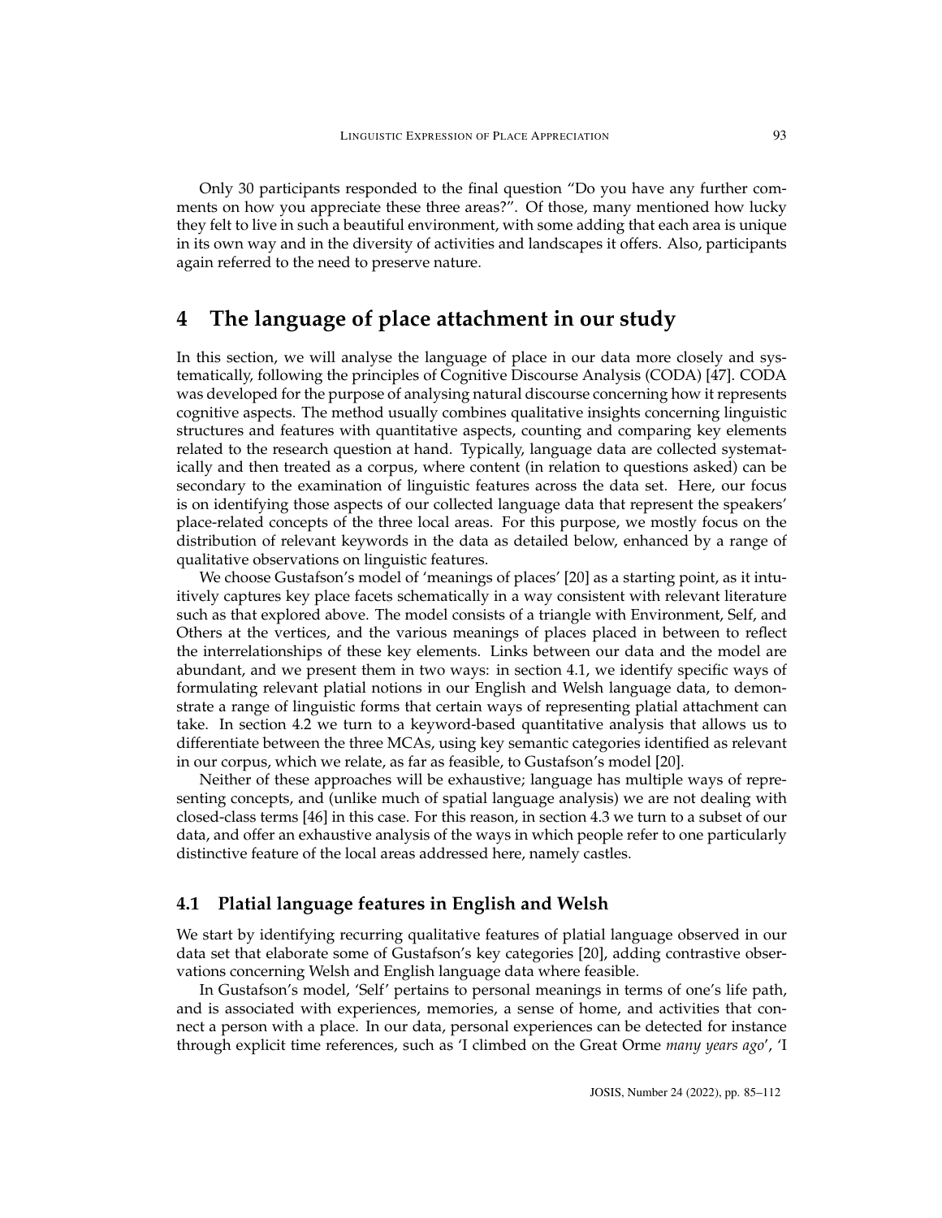Only 30 participants responded to the final question "Do you have any further comments on how you appreciate these three areas?". Of those, many mentioned how lucky they felt to live in such a beautiful environment, with some adding that each area is unique in its own way and in the diversity of activities and landscapes it offers. Also, participants again referred to the need to preserve nature.

## 4 The language of place attachment in our study

In this section, we will analyse the language of place in our data more closely and systematically, following the principles of Cognitive Discourse Analysis (CODA) [47]. CODA was developed for the purpose of analysing natural discourse concerning how it represents cognitive aspects. The method usually combines qualitative insights concerning linguistic structures and features with quantitative aspects, counting and comparing key elements related to the research question at hand. Typically, language data are collected systematically and then treated as a corpus, where content (in relation to questions asked) can be secondary to the examination of linguistic features across the data set. Here, our focus is on identifying those aspects of our collected language data that represent the speakers' place-related concepts of the three local areas. For this purpose, we mostly focus on the distribution of relevant keywords in the data as detailed below, enhanced by a range of qualitative observations on linguistic features.

We choose Gustafson's model of 'meanings of places' [20] as a starting point, as it intuitively captures key place facets schematically in a way consistent with relevant literature such as that explored above. The model consists of a triangle with Environment, Self, and Others at the vertices, and the various meanings of places placed in between to reflect the interrelationships of these key elements. Links between our data and the model are abundant, and we present them in two ways: in section 4.1, we identify specific ways of formulating relevant platial notions in our English and Welsh language data, to demonstrate a range of linguistic forms that certain ways of representing platial attachment can take. In section 4.2 we turn to a keyword-based quantitative analysis that allows us to differentiate between the three MCAs, using key semantic categories identified as relevant in our corpus, which we relate, as far as feasible, to Gustafson's model [20].

Neither of these approaches will be exhaustive; language has multiple ways of representing concepts, and (unlike much of spatial language analysis) we are not dealing with closed-class terms [46] in this case. For this reason, in section 4.3 we turn to a subset of our data, and offer an exhaustive analysis of the ways in which people refer to one particularly distinctive feature of the local areas addressed here, namely castles.

### 4.1 Platial language features in English and Welsh

We start by identifying recurring qualitative features of platial language observed in our data set that elaborate some of Gustafson's key categories [20], adding contrastive observations concerning Welsh and English language data where feasible.

In Gustafson's model, 'Self' pertains to personal meanings in terms of one's life path, and is associated with experiences, memories, a sense of home, and activities that connect a person with a place. In our data, personal experiences can be detected for instance through explicit time references, such as 'I climbed on the Great Orme *many years ago*', 'I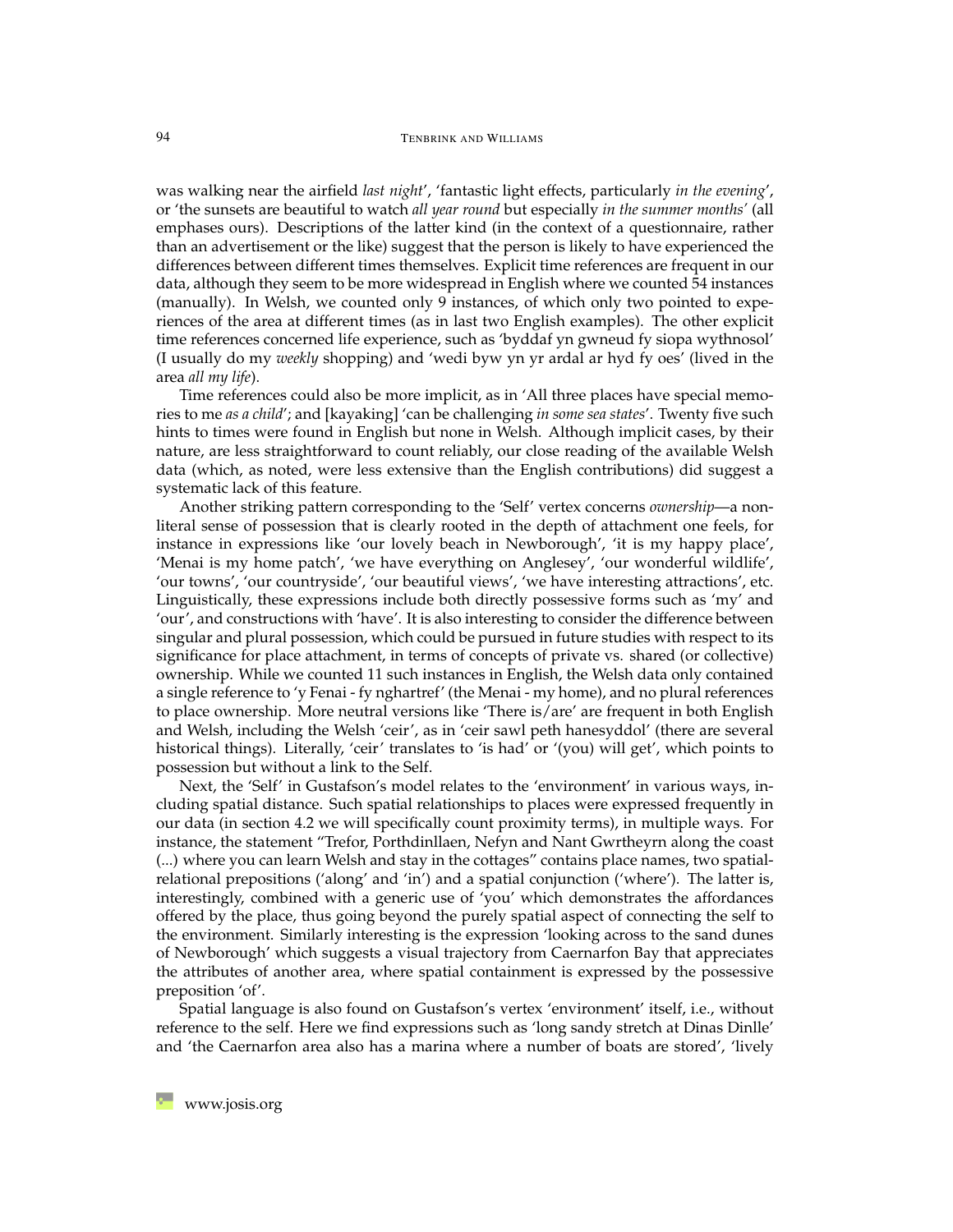was walking near the airfield *last night*', 'fantastic light effects, particularly *in the evening*', or 'the sunsets are beautiful to watch *all year round* but especially *in the summer months*' (all emphases ours). Descriptions of the latter kind (in the context of a questionnaire, rather than an advertisement or the like) suggest that the person is likely to have experienced the differences between different times themselves. Explicit time references are frequent in our data, although they seem to be more widespread in English where we counted 54 instances (manually). In Welsh, we counted only 9 instances, of which only two pointed to experiences of the area at different times (as in last two English examples). The other explicit time references concerned life experience, such as 'byddaf yn gwneud fy siopa wythnosol' (I usually do my *weekly* shopping) and 'wedi byw yn yr ardal ar hyd fy oes' (lived in the area *all my life*).

Time references could also be more implicit, as in 'All three places have special memories to me *as a child*'; and [kayaking] 'can be challenging *in some sea states*'. Twenty five such hints to times were found in English but none in Welsh. Although implicit cases, by their nature, are less straightforward to count reliably, our close reading of the available Welsh data (which, as noted, were less extensive than the English contributions) did suggest a systematic lack of this feature.

Another striking pattern corresponding to the 'Self' vertex concerns *ownership*—a non-literal sense of possession that is clearly rooted in the depth of attachment one feels, for instance in expressions like 'our lovely beach in Newborough', 'it is my happy place', 'Menai is my home patch', 'we have everything on Anglesey', 'our wonderful wildlife', 'our towns', 'our countryside', 'our beautiful views', 'we have interesting attractions', etc. Linguistically, these expressions include both directly possessive forms such as 'my' and 'our', and constructions with 'have'. It is also interesting to consider the difference between singular and plural possession, which could be pursued in future studies with respect to its significance for place attachment, in terms of concepts of private vs. shared (or collective) ownership. While we counted 11 such instances in English, the Welsh data only contained a single reference to 'y Fenai - fy nghartref' (the Menai - my home), and no plural references to place ownership. More neutral versions like 'There is/are' are frequent in both English and Welsh, including the Welsh 'ceir', as in 'ceir sawl peth hanesyddol' (there are several historical things). Literally, 'ceir' translates to 'is had' or '(you) will get', which points to possession but without a link to the Self.

Next, the 'Self' in Gustafson's model relates to the 'environment' in various ways, including spatial distance. Such spatial relationships to places were expressed frequently in our data (in section 4.2 we will specifically count proximity terms), in multiple ways. For instance, the statement "Trefor, Porthdinllaen, Nefyn and Nant Gwrtheyrn along the coast (...) where you can learn Welsh and stay in the cottages" contains place names, two spatial-relational prepositions ('along' and 'in') and a spatial conjunction ('where'). The latter is, interestingly, combined with a generic use of 'you' which demonstrates the affordances offered by the place, thus going beyond the purely spatial aspect of connecting the self to the environment. Similarly interesting is the expression 'looking across to the sand dunes of Newborough' which suggests a visual trajectory from Caernarfon Bay that appreciates the attributes of another area, where spatial containment is expressed by the possessive preposition 'of'.

Spatial language is also found on Gustafson's vertex 'environment' itself, i.e., without reference to the self. Here we find expressions such as 'long sandy stretch at Dinas Dinlle' and 'the Caernarfon area also has a marina where a number of boats are stored', 'lively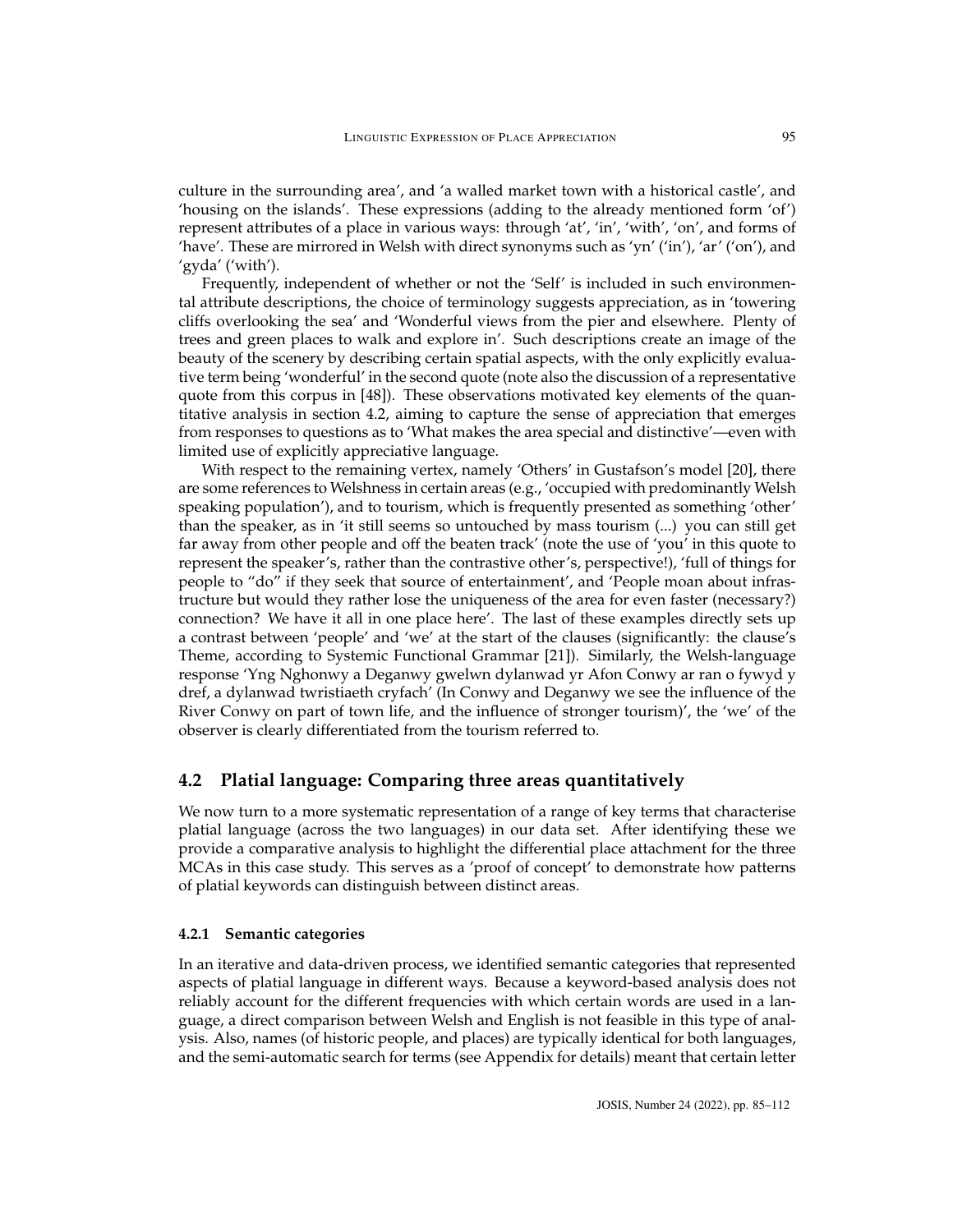culture in the surrounding area', and 'a walled market town with a historical castle', and 'housing on the islands'. These expressions (adding to the already mentioned form 'of') represent attributes of a place in various ways: through 'at', 'in', 'with', 'on', and forms of 'have'. These are mirrored in Welsh with direct synonyms such as 'yn' ('in'), 'ar' ('on'), and 'gyda' ('with').

Frequently, independent of whether or not the 'Self' is included in such environmental attribute descriptions, the choice of terminology suggests appreciation, as in 'towering cliffs overlooking the sea' and 'Wonderful views from the pier and elsewhere. Plenty of trees and green places to walk and explore in'. Such descriptions create an image of the beauty of the scenery by describing certain spatial aspects, with the only explicitly evaluative term being 'wonderful' in the second quote (note also the discussion of a representative quote from this corpus in [48]). These observations motivated key elements of the quantitative analysis in section 4.2, aiming to capture the sense of appreciation that emerges from responses to questions as to 'What makes the area special and distinctive'—even with limited use of explicitly appreciative language.

With respect to the remaining vertex, namely 'Others' in Gustafson's model [20], there are some references to Welshness in certain areas (e.g., 'occupied with predominantly Welsh speaking population'), and to tourism, which is frequently presented as something 'other' than the speaker, as in 'it still seems so untouched by mass tourism (...) you can still get far away from other people and off the beaten track' (note the use of 'you' in this quote to represent the speaker's, rather than the contrastive other's, perspective!), 'full of things for people to "do" if they seek that source of entertainment', and 'People moan about infrastructure but would they rather lose the uniqueness of the area for even faster (necessary?) connection? We have it all in one place here'. The last of these examples directly sets up a contrast between 'people' and 'we' at the start of the clauses (significantly: the clause's Theme, according to Systemic Functional Grammar [21]). Similarly, the Welsh-language response 'Yng Nghonwy a Deganwy gwelwn dylanwad yr Afon Conwy ar ran o fywyd y dref, a dylanwad twristiaeth cryfach' (In Conwy and Deganwy we see the influence of the River Conwy on part of town life, and the influence of stronger tourism)', the 'we' of the observer is clearly differentiated from the tourism referred to.

## 4.2 Platial language: Comparing three areas quantitatively

We now turn to a more systematic representation of a range of key terms that characterise platial language (across the two languages) in our data set. After identifying these we provide a comparative analysis to highlight the differential place attachment for the three MCAs in this case study. This serves as a 'proof of concept' to demonstrate how patterns of platial keywords can distinguish between distinct areas.

### 4.2.1 Semantic categories

In an iterative and data-driven process, we identified semantic categories that represented aspects of platial language in different ways. Because a keyword-based analysis does not reliably account for the different frequencies with which certain words are used in a language, a direct comparison between Welsh and English is not feasible in this type of analysis. Also, names (of historic people, and places) are typically identical for both languages, and the semi-automatic search for terms (see Appendix for details) meant that certain letter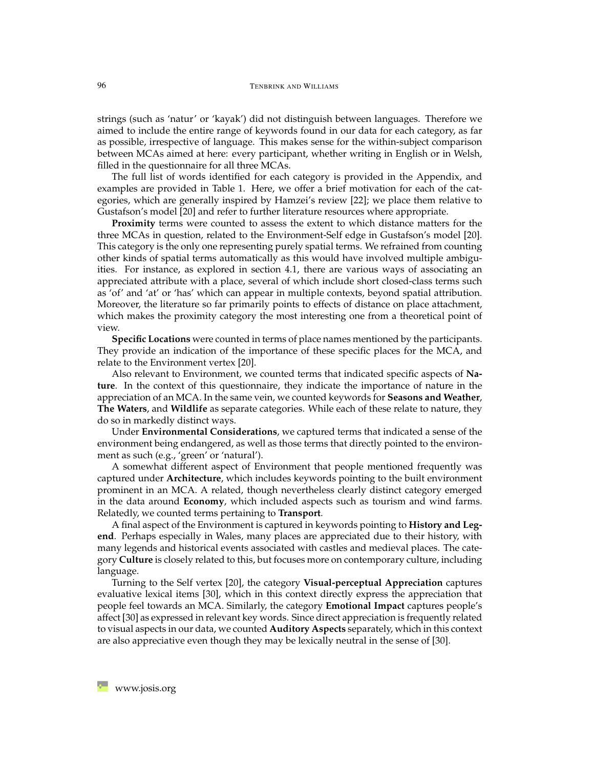strings (such as 'natur' or 'kayak') did not distinguish between languages. Therefore we aimed to include the entire range of keywords found in our data for each category, as far as possible, irrespective of language. This makes sense for the within-subject comparison between MCAs aimed at here: every participant, whether writing in English or in Welsh, filled in the questionnaire for all three MCAs.

The full list of words identified for each category is provided in the Appendix, and examples are provided in Table 1. Here, we offer a brief motivation for each of the categories, which are generally inspired by Hamzei's review [22]; we place them relative to Gustafson's model [20] and refer to further literature resources where appropriate.

**Proximity** terms were counted to assess the extent to which distance matters for the three MCAs in question, related to the Environment-Self edge in Gustafson's model [20]. This category is the only one representing purely spatial terms. We refrained from counting other kinds of spatial terms automatically as this would have involved multiple ambiguities. For instance, as explored in section 4.1, there are various ways of associating an appreciated attribute with a place, several of which include short closed-class terms such as 'of' and 'at' or 'has' which can appear in multiple contexts, beyond spatial attribution. Moreover, the literature so far primarily points to effects of distance on place attachment, which makes the proximity category the most interesting one from a theoretical point of view.

**Specific Locations** were counted in terms of place names mentioned by the participants. They provide an indication of the importance of these specific places for the MCA, and relate to the Environment vertex [20].

Also relevant to Environment, we counted terms that indicated specific aspects of **Nature**. In the context of this questionnaire, they indicate the importance of nature in the appreciation of an MCA. In the same vein, we counted keywords for **Seasons and Weather**, **The Waters**, and **Wildlife** as separate categories. While each of these relate to nature, they do so in markedly distinct ways.

Under **Environmental Considerations**, we captured terms that indicated a sense of the environment being endangered, as well as those terms that directly pointed to the environment as such (e.g., 'green' or 'natural').

A somewhat different aspect of Environment that people mentioned frequently was captured under **Architecture**, which includes keywords pointing to the built environment prominent in an MCA. A related, though nevertheless clearly distinct category emerged in the data around **Economy**, which included aspects such as tourism and wind farms. Relatedly, we counted terms pertaining to **Transport**.

A final aspect of the Environment is captured in keywords pointing to **History and Legend**. Perhaps especially in Wales, many places are appreciated due to their history, with many legends and historical events associated with castles and medieval places. The category **Culture** is closely related to this, but focuses more on contemporary culture, including language.

Turning to the Self vertex [20], the category **Visual-perceptual Appreciation** captures evaluative lexical items [30], which in this context directly express the appreciation that people feel towards an MCA. Similarly, the category **Emotional Impact** captures people's affect [30] as expressed in relevant key words. Since direct appreciation is frequently related to visual aspects in our data, we counted **Auditory Aspects** separately, which in this context are also appreciative even though they may be lexically neutral in the sense of [30].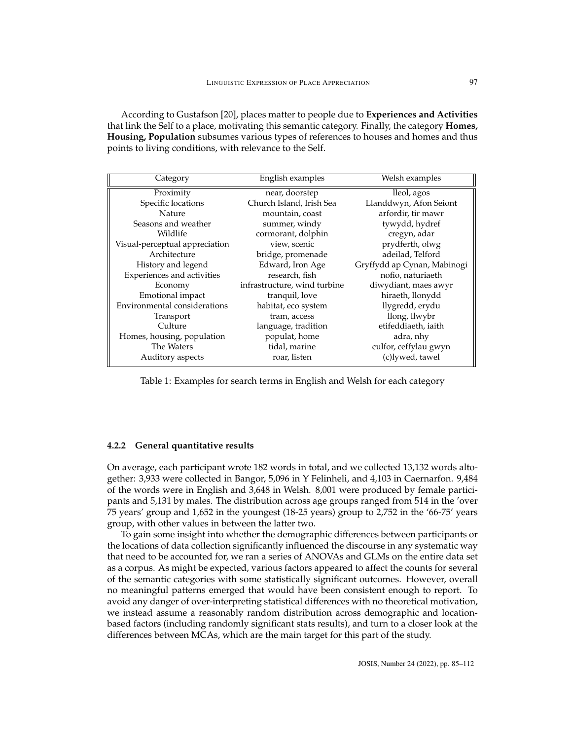According to Gustafson [20], places matter to people due to **Experiences and Activities** that link the Self to a place, motivating this semantic category. Finally, the category **Homes, Housing, Population** subsumes various types of references to houses and homes and thus points to living conditions, with relevance to the Self.

| Category | English examples | Welsh examples |
|---|---|---|
| Proximity | near, doorstep | lleol, agos |
| Specific locations | Church Island, Irish Sea | Llanddwyn, Afon Seiont |
| Nature | mountain, coast | arfordir, tir mawr |
| Seasons and weather | summer, windy | tywydd, hydref |
| Wildlife | cormorant, dolphin | cregyn, adar |
| Visual-perceptual appreciation | view, scenic | prydferth, olwg |
| Architecture | bridge, promenade | adeilad, Telford |
| History and legend | Edward, Iron Age | Gryffydd ap Cynan, Mabinogi |
| Experiences and activities | research, fish | nofio, naturiaeth |
| Economy | infrastructure, wind turbine | diwydiant, maes awyr |
| Emotional impact | tranquil, love | hiraeth, llonydd |
| Environmental considerations | habitat, eco system | llygredd, erydu |
| Transport | tram, access | llong, llwybr |
| Culture | language, tradition | etifeddiaeth, iaith |
| Homes, housing, population | populat, home | adra, nhy |
| The Waters | tidal, marine | culfor, ceffylau gwyn |
| Auditory aspects | roar, listen | (c)lywed, tawel |

Table 1: Examples for search terms in English and Welsh for each category

#### 4.2.2 General quantitative results

On average, each participant wrote 182 words in total, and we collected 13,132 words altogether: 3,933 were collected in Bangor, 5,096 in Y Felinheli, and 4,103 in Caernarfon. 9,484 of the words were in English and 3,648 in Welsh. 8,001 were produced by female participants and 5,131 by males. The distribution across age groups ranged from 514 in the 'over 75 years' group and 1,652 in the youngest (18-25 years) group to 2,752 in the '66-75' years group, with other values in between the latter two.

To gain some insight into whether the demographic differences between participants or the locations of data collection significantly influenced the discourse in any systematic way that need to be accounted for, we ran a series of ANOVAs and GLMs on the entire data set as a corpus. As might be expected, various factors appeared to affect the counts for several of the semantic categories with some statistically significant outcomes. However, overall no meaningful patterns emerged that would have been consistent enough to report. To avoid any danger of over-interpreting statistical differences with no theoretical motivation, we instead assume a reasonably random distribution across demographic and location-based factors (including randomly significant stats results), and turn to a closer look at the differences between MCAs, which are the main target for this part of the study.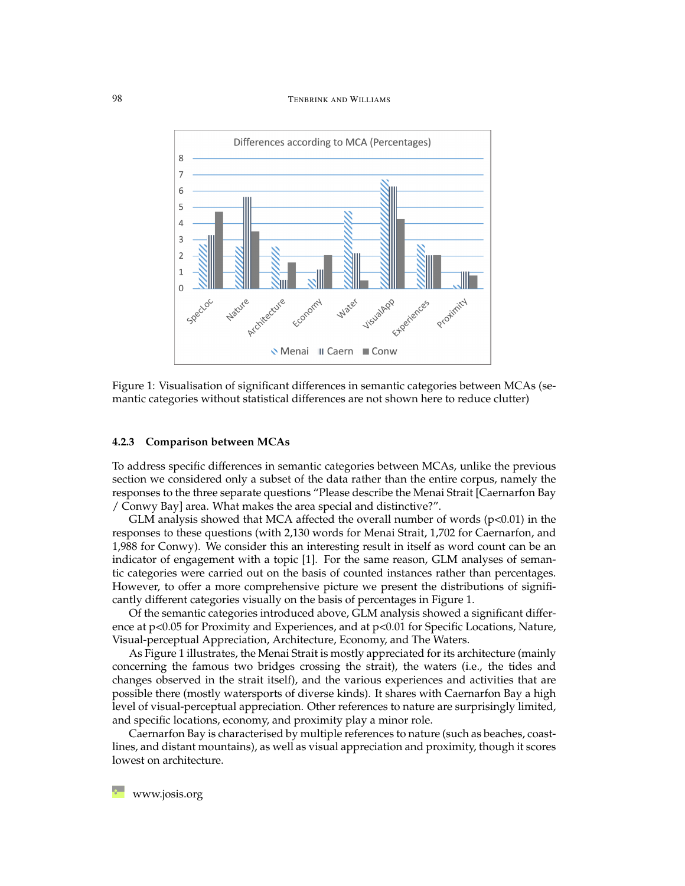Figure 1: Visualisation of significant differences in semantic categories between MCAs (semantic categories without statistical differences are not shown here to reduce clutter)

#### 4.2.3 Comparison between MCAs

To address specific differences in semantic categories between MCAs, unlike the previous section we considered only a subset of the data rather than the entire corpus, namely the responses to the three separate questions "Please describe the Menai Strait [Caernarfon Bay / Conwy Bay] area. What makes the area special and distinctive?".

GLM analysis showed that MCA affected the overall number of words ($p<0.01$) in the responses to these questions (with 2,130 words for Menai Strait, 1,702 for Caernarfon, and 1,988 for Conwy). We consider this an interesting result in itself as word count can be an indicator of engagement with a topic [1]. For the same reason, GLM analyses of semantic categories were carried out on the basis of counted instances rather than percentages. However, to offer a more comprehensive picture we present the distributions of significantly different categories visually on the basis of percentages in Figure 1.

Of the semantic categories introduced above, GLM analysis showed a significant difference at $p<0.05$ for Proximity and Experiences, and at $p<0.01$ for Specific Locations, Nature, Visual-perceptual Appreciation, Architecture, Economy, and The Waters.

As Figure 1 illustrates, the Menai Strait is mostly appreciated for its architecture (mainly concerning the famous two bridges crossing the strait), the waters (i.e., the tides and changes observed in the strait itself), and the various experiences and activities that are possible there (mostly watersports of diverse kinds). It shares with Caernarfon Bay a high level of visual-perceptual appreciation. Other references to nature are surprisingly limited, and specific locations, economy, and proximity play a minor role.

Caernarfon Bay is characterised by multiple references to nature (such as beaches, coastlines, and distant mountains), as well as visual appreciation and proximity, though it scores lowest on architecture.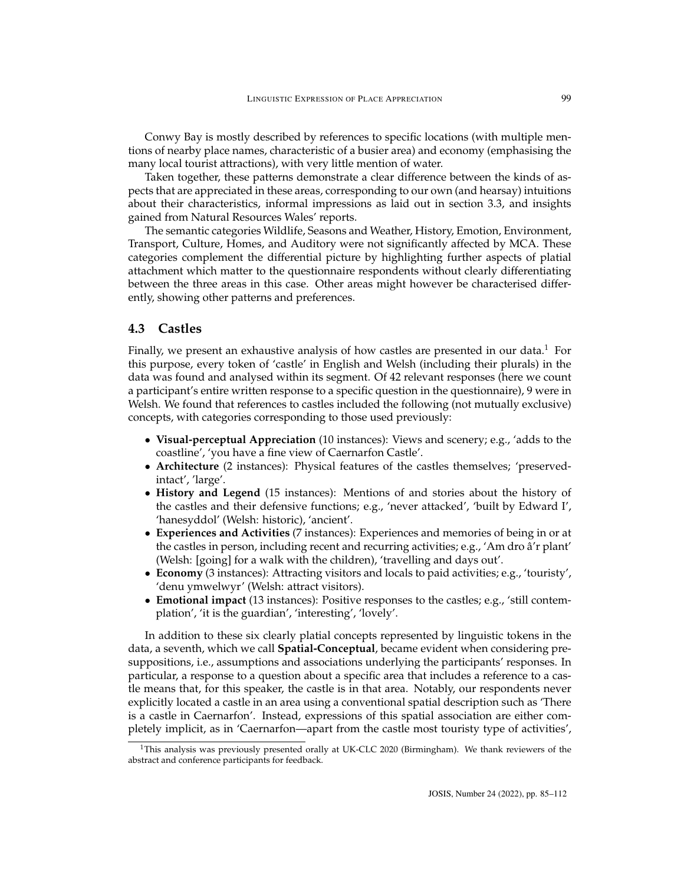Conwy Bay is mostly described by references to specific locations (with multiple mentions of nearby place names, characteristic of a busier area) and economy (emphasising the many local tourist attractions), with very little mention of water.

Taken together, these patterns demonstrate a clear difference between the kinds of aspects that are appreciated in these areas, corresponding to our own (and hearsay) intuitions about their characteristics, informal impressions as laid out in section 3.3, and insights gained from Natural Resources Wales' reports.

The semantic categories Wildlife, Seasons and Weather, History, Emotion, Environment, Transport, Culture, Homes, and Auditory were not significantly affected by MCA. These categories complement the differential picture by highlighting further aspects of platial attachment which matter to the questionnaire respondents without clearly differentiating between the three areas in this case. Other areas might however be characterised differently, showing other patterns and preferences.

### 4.3 Castles

Finally, we present an exhaustive analysis of how castles are presented in our data.[1] For this purpose, every token of 'castle' in English and Welsh (including their plurals) in the data was found and analysed within its segment. Of 42 relevant responses (here we count a participant's entire written response to a specific question in the questionnaire), 9 were in Welsh. We found that references to castles included the following (not mutually exclusive) concepts, with categories corresponding to those used previously:

- **Visual-perceptual Appreciation** (10 instances): Views and scenery; e.g., 'adds to the coastline', 'you have a fine view of Caernarfon Castle'.
- **Architecture** (2 instances): Physical features of the castles themselves; 'preserved-intact', 'large'.
- **History and Legend** (15 instances): Mentions of and stories about the history of the castles and their defensive functions; e.g., 'never attacked', 'built by Edward I', 'hanesyddol' (Welsh: historic), 'ancient'.
- **Experiences and Activities** (7 instances): Experiences and memories of being in or at the castles in person, including recent and recurring activities; e.g., 'Am dro â'r plant' (Welsh: [going] for a walk with the children), 'travelling and days out'.
- **Economy** (3 instances): Attracting visitors and locals to paid activities; e.g., 'touristy', 'denu ymwelwyr' (Welsh: attract visitors).
- **Emotional impact** (13 instances): Positive responses to the castles; e.g., 'still contemplation', 'it is the guardian', 'interesting', 'lovely'.

In addition to these six clearly platial concepts represented by linguistic tokens in the data, a seventh, which we call **Spatial-Conceptual**, became evident when considering presuppositions, i.e., assumptions and associations underlying the participants' responses. In particular, a response to a question about a specific area that includes a reference to a castle means that, for this speaker, the castle is in that area. Notably, our respondents never explicitly located a castle in an area using a conventional spatial description such as 'There is a castle in Caernarfon'. Instead, expressions of this spatial association are either completely implicit, as in 'Caernarfon—apart from the castle most touristy type of activities',

[1] This analysis was previously presented orally at UK-CLC 2020 (Birmingham). We thank reviewers of the abstract and conference participants for feedback.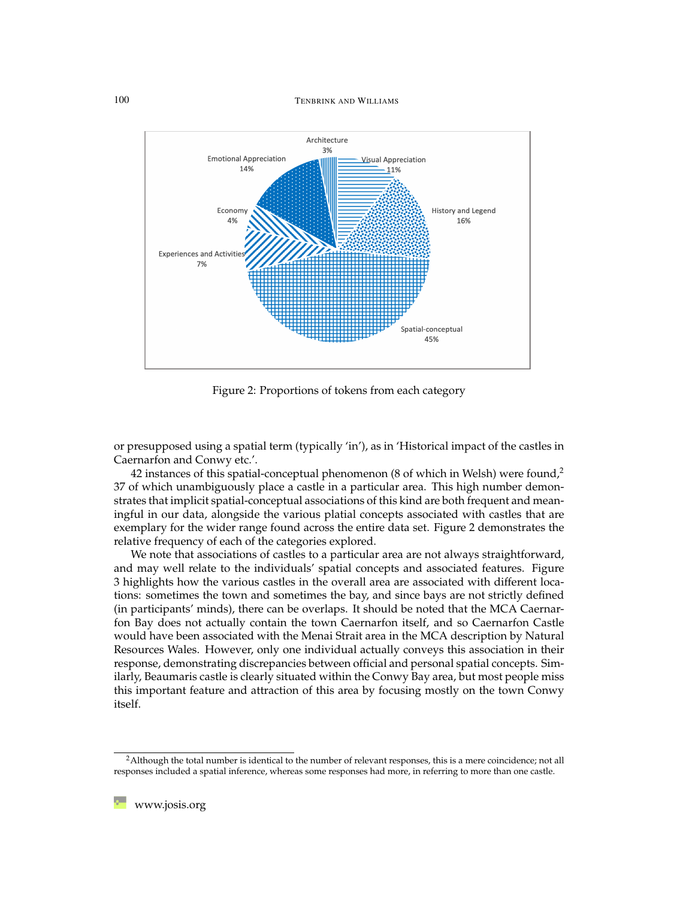Architecture 3%

Visual Appreciation 11%

Emotional Appreciation 14%

History and Legend 16%

Economy 4%

Experiences and Activities 7%

Spatial-conceptual 45%

Figure 2: Proportions of tokens from each category

or presupposed using a spatial term (typically 'in'), as in 'Historical impact of the castles in Caernarfon and Conwy etc.'.

42 instances of this spatial-conceptual phenomenon (8 of which in Welsh) were found,[2] 37 of which unambiguously place a castle in a particular area. This high number demonstrates that implicit spatial-conceptual associations of this kind are both frequent and meaningful in our data, alongside the various platial concepts associated with castles that are exemplary for the wider range found across the entire data set. Figure 2 demonstrates the relative frequency of each of the categories explored.

We note that associations of castles to a particular area are not always straightforward, and may well relate to the individuals' spatial concepts and associated features. Figure 3 highlights how the various castles in the overall area are associated with different locations: sometimes the town and sometimes the bay, and since bays are not strictly defined (in participants' minds), there can be overlaps. It should be noted that the MCA Caernarfon Bay does not actually contain the town Caernarfon itself, and so Caernarfon Castle would have been associated with the Menai Strait area in the MCA description by Natural Resources Wales. However, only one individual actually conveys this association in their response, demonstrating discrepancies between official and personal spatial concepts. Similarly, Beaumaris castle is clearly situated within the Conwy Bay area, but most people miss this important feature and attraction of this area by focusing mostly on the town Conwy itself.

[2] Although the total number is identical to the number of relevant responses, this is a mere coincidence; not all responses included a spatial inference, whereas some responses had more, in referring to more than one castle.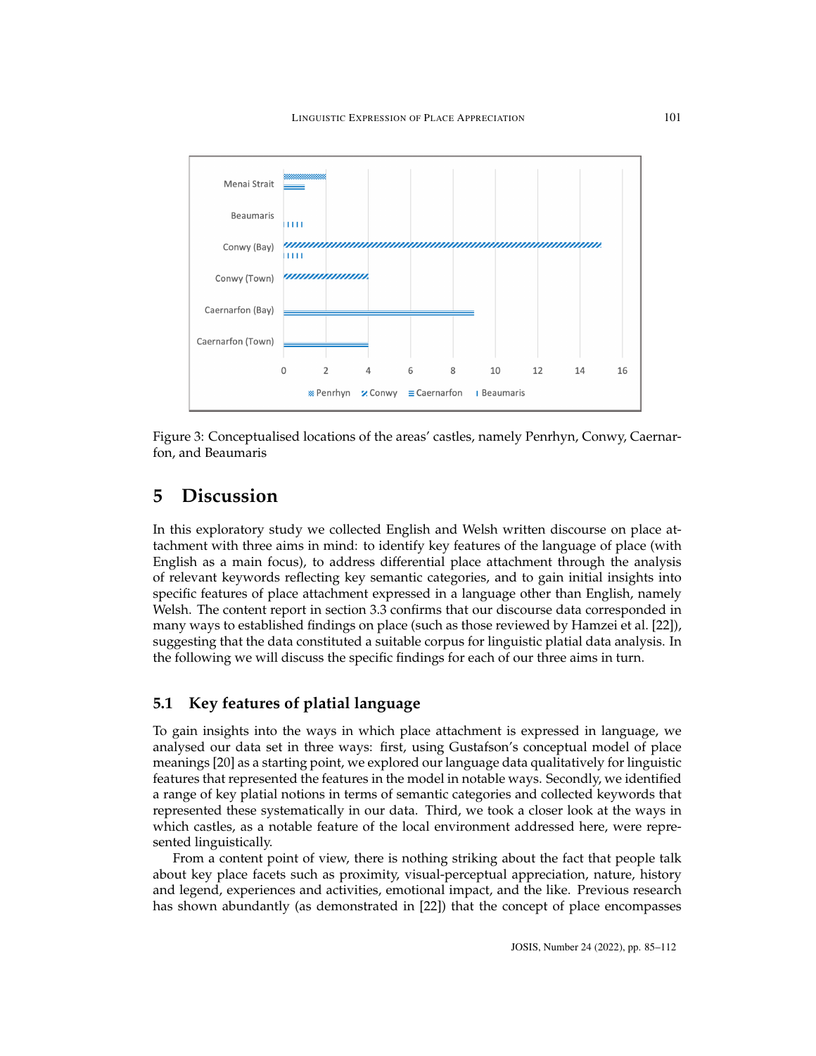Figure 3: Conceptualised locations of the areas' castles, namely Penrhyn, Conwy, Caernarfon, and Beaumaris

# 5 Discussion

In this exploratory study we collected English and Welsh written discourse on place attachment with three aims in mind: to identify key features of the language of place (with English as a main focus), to address differential place attachment through the analysis of relevant keywords reflecting key semantic categories, and to gain initial insights into specific features of place attachment expressed in a language other than English, namely Welsh. The content report in section 3.3 confirms that our discourse data corresponded in many ways to established findings on place (such as those reviewed by Hamzei et al. [22]), suggesting that the data constituted a suitable corpus for linguistic platial data analysis. In the following we will discuss the specific findings for each of our three aims in turn.

## 5.1 Key features of platial language

To gain insights into the ways in which place attachment is expressed in language, we analysed our data set in three ways: first, using Gustafson's conceptual model of place meanings [20] as a starting point, we explored our language data qualitatively for linguistic features that represented the features in the model in notable ways. Secondly, we identified a range of key platial notions in terms of semantic categories and collected keywords that represented these systematically in our data. Third, we took a closer look at the ways in which castles, as a notable feature of the local environment addressed here, were represented linguistically.

From a content point of view, there is nothing striking about the fact that people talk about key place facets such as proximity, visual-perceptual appreciation, nature, history and legend, experiences and activities, emotional impact, and the like. Previous research has shown abundantly (as demonstrated in [22]) that the concept of place encompasses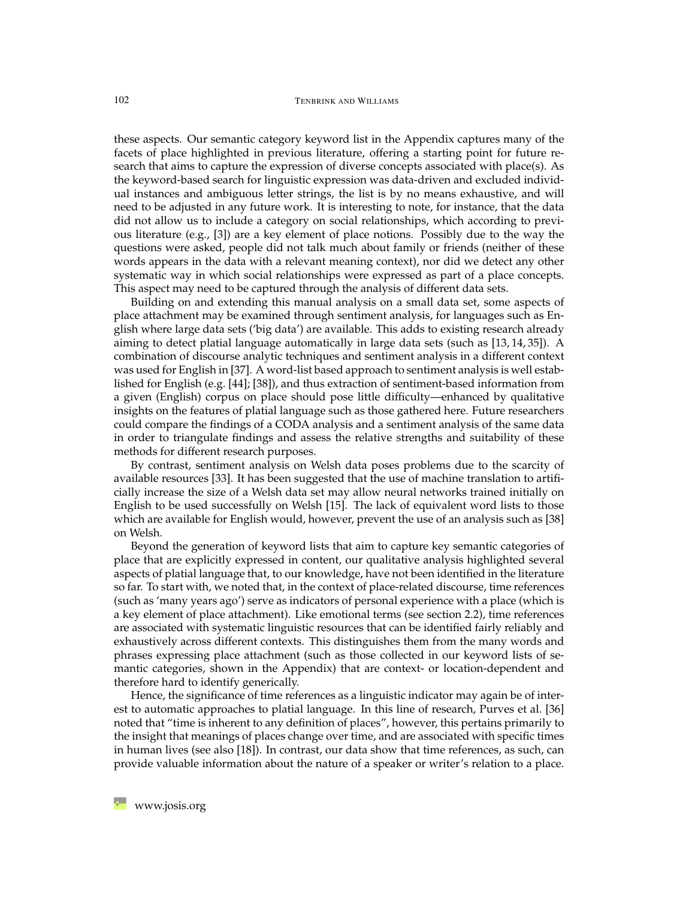these aspects. Our semantic category keyword list in the Appendix captures many of the facets of place highlighted in previous literature, offering a starting point for future research that aims to capture the expression of diverse concepts associated with place(s). As the keyword-based search for linguistic expression was data-driven and excluded individual instances and ambiguous letter strings, the list is by no means exhaustive, and will need to be adjusted in any future work. It is interesting to note, for instance, that the data did not allow us to include a category on social relationships, which according to previous literature (e.g., [3]) are a key element of place notions. Possibly due to the way the questions were asked, people did not talk much about family or friends (neither of these words appears in the data with a relevant meaning context), nor did we detect any other systematic way in which social relationships were expressed as part of a place concepts. This aspect may need to be captured through the analysis of different data sets.

Building on and extending this manual analysis on a small data set, some aspects of place attachment may be examined through sentiment analysis, for languages such as English where large data sets ('big data') are available. This adds to existing research already aiming to detect platial language automatically in large data sets (such as [13, 14, 35]). A combination of discourse analytic techniques and sentiment analysis in a different context was used for English in [37]. A word-list based approach to sentiment analysis is well established for English (e.g. [44]; [38]), and thus extraction of sentiment-based information from a given (English) corpus on place should pose little difficulty—enhanced by qualitative insights on the features of platial language such as those gathered here. Future researchers could compare the findings of a CODA analysis and a sentiment analysis of the same data in order to triangulate findings and assess the relative strengths and suitability of these methods for different research purposes.

By contrast, sentiment analysis on Welsh data poses problems due to the scarcity of available resources [33]. It has been suggested that the use of machine translation to artificially increase the size of a Welsh data set may allow neural networks trained initially on English to be used successfully on Welsh [15]. The lack of equivalent word lists to those which are available for English would, however, prevent the use of an analysis such as [38] on Welsh.

Beyond the generation of keyword lists that aim to capture key semantic categories of place that are explicitly expressed in content, our qualitative analysis highlighted several aspects of platial language that, to our knowledge, have not been identified in the literature so far. To start with, we noted that, in the context of place-related discourse, time references (such as 'many years ago') serve as indicators of personal experience with a place (which is a key element of place attachment). Like emotional terms (see section 2.2), time references are associated with systematic linguistic resources that can be identified fairly reliably and exhaustively across different contexts. This distinguishes them from the many words and phrases expressing place attachment (such as those collected in our keyword lists of semantic categories, shown in the Appendix) that are context- or location-dependent and therefore hard to identify generically.

Hence, the significance of time references as a linguistic indicator may again be of interest to automatic approaches to platial language. In this line of research, Purves et al. [36] noted that "time is inherent to any definition of places", however, this pertains primarily to the insight that meanings of places change over time, and are associated with specific times in human lives (see also [18]). In contrast, our data show that time references, as such, can provide valuable information about the nature of a speaker or writer's relation to a place.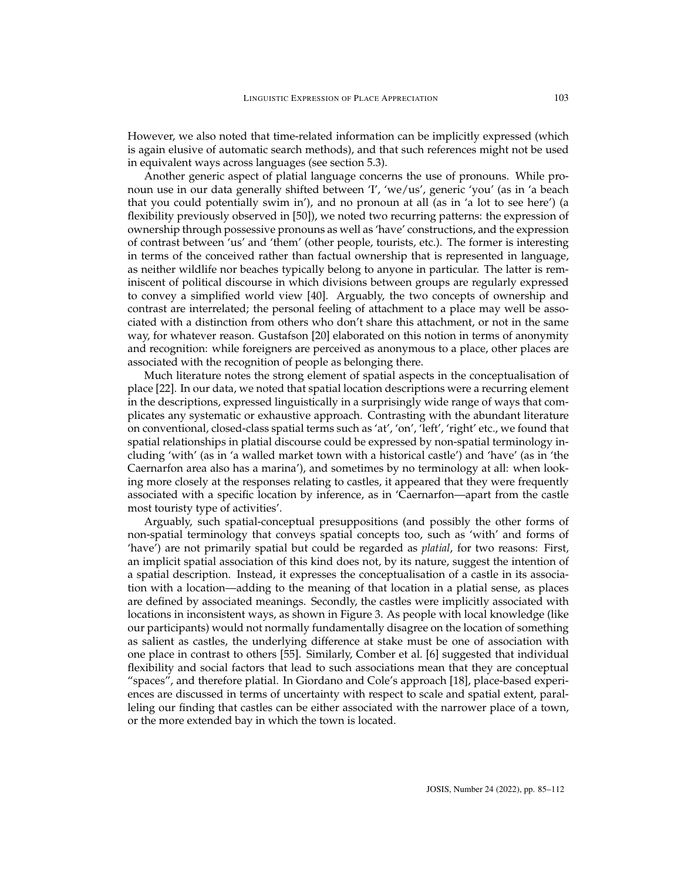However, we also noted that time-related information can be implicitly expressed (which is again elusive of automatic search methods), and that such references might not be used in equivalent ways across languages (see section 5.3).

Another generic aspect of platial language concerns the use of pronouns. While pronoun use in our data generally shifted between 'I', 'we/us', generic 'you' (as in 'a beach that you could potentially swim in'), and no pronoun at all (as in 'a lot to see here') (a flexibility previously observed in [50]), we noted two recurring patterns: the expression of ownership through possessive pronouns as well as 'have' constructions, and the expression of contrast between 'us' and 'them' (other people, tourists, etc.). The former is interesting in terms of the conceived rather than factual ownership that is represented in language, as neither wildlife nor beaches typically belong to anyone in particular. The latter is reminiscent of political discourse in which divisions between groups are regularly expressed to convey a simplified world view [40]. Arguably, the two concepts of ownership and contrast are interrelated; the personal feeling of attachment to a place may well be associated with a distinction from others who don't share this attachment, or not in the same way, for whatever reason. Gustafson [20] elaborated on this notion in terms of anonymity and recognition: while foreigners are perceived as anonymous to a place, other places are associated with the recognition of people as belonging there.

Much literature notes the strong element of spatial aspects in the conceptualisation of place [22]. In our data, we noted that spatial location descriptions were a recurring element in the descriptions, expressed linguistically in a surprisingly wide range of ways that complicates any systematic or exhaustive approach. Contrasting with the abundant literature on conventional, closed-class spatial terms such as 'at', 'on', 'left', 'right' etc., we found that spatial relationships in platial discourse could be expressed by non-spatial terminology including 'with' (as in 'a walled market town with a historical castle') and 'have' (as in 'the Caernarfon area also has a marina'), and sometimes by no terminology at all: when looking more closely at the responses relating to castles, it appeared that they were frequently associated with a specific location by inference, as in 'Caernarfon—apart from the castle most touristy type of activities'.

Arguably, such spatial-conceptual presuppositions (and possibly the other forms of non-spatial terminology that conveys spatial concepts too, such as 'with' and forms of 'have') are not primarily spatial but could be regarded as *platial*, for two reasons: First, an implicit spatial association of this kind does not, by its nature, suggest the intention of a spatial description. Instead, it expresses the conceptualisation of a castle in its association with a location—adding to the meaning of that location in a platial sense, as places are defined by associated meanings. Secondly, the castles were implicitly associated with locations in inconsistent ways, as shown in Figure 3. As people with local knowledge (like our participants) would not normally fundamentally disagree on the location of something as salient as castles, the underlying difference at stake must be one of association with one place in contrast to others [55]. Similarly, Comber et al. [6] suggested that individual flexibility and social factors that lead to such associations mean that they are conceptual "spaces", and therefore platial. In Giordano and Cole's approach [18], place-based experiences are discussed in terms of uncertainty with respect to scale and spatial extent, paralleling our finding that castles can be either associated with the narrower place of a town, or the more extended bay in which the town is located.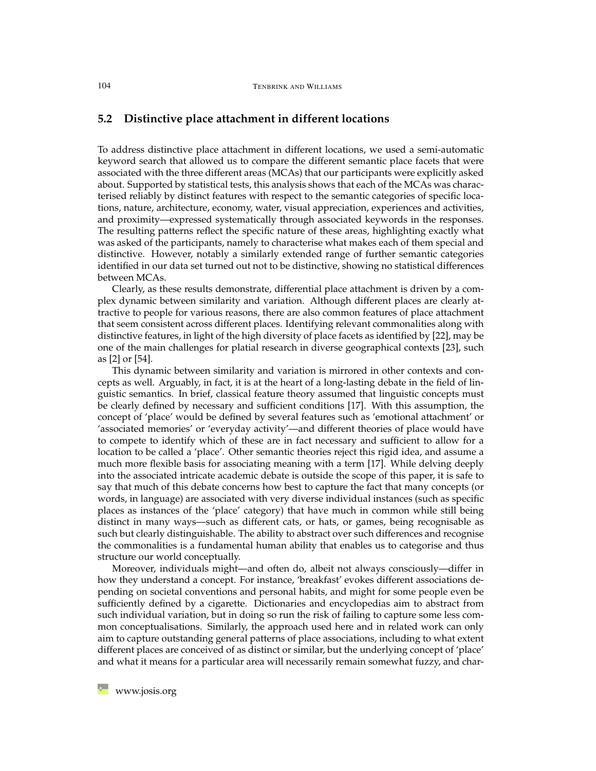### 5.2 Distinctive place attachment in different locations

To address distinctive place attachment in different locations, we used a semi-automatic keyword search that allowed us to compare the different semantic place facets that were associated with the three different areas (MCAs) that our participants were explicitly asked about. Supported by statistical tests, this analysis shows that each of the MCAs was characterised reliably by distinct features with respect to the semantic categories of specific locations, nature, architecture, economy, water, visual appreciation, experiences and activities, and proximity—expressed systematically through associated keywords in the responses. The resulting patterns reflect the specific nature of these areas, highlighting exactly what was asked of the participants, namely to characterise what makes each of them special and distinctive. However, notably a similarly extended range of further semantic categories identified in our data set turned out not to be distinctive, showing no statistical differences between MCAs.

Clearly, as these results demonstrate, differential place attachment is driven by a complex dynamic between similarity and variation. Although different places are clearly attractive to people for various reasons, there are also common features of place attachment that seem consistent across different places. Identifying relevant commonalities along with distinctive features, in light of the high diversity of place facets as identified by [22], may be one of the main challenges for platial research in diverse geographical contexts [23], such as [2] or [54].

This dynamic between similarity and variation is mirrored in other contexts and concepts as well. Arguably, in fact, it is at the heart of a long-lasting debate in the field of linguistic semantics. In brief, classical feature theory assumed that linguistic concepts must be clearly defined by necessary and sufficient conditions [17]. With this assumption, the concept of 'place' would be defined by several features such as 'emotional attachment' or 'associated memories' or 'everyday activity'—and different theories of place would have to compete to identify which of these are in fact necessary and sufficient to allow for a location to be called a 'place'. Other semantic theories reject this rigid idea, and assume a much more flexible basis for associating meaning with a term [17]. While delving deeply into the associated intricate academic debate is outside the scope of this paper, it is safe to say that much of this debate concerns how best to capture the fact that many concepts (or words, in language) are associated with very diverse individual instances (such as specific places as instances of the 'place' category) that have much in common while still being distinct in many ways—such as different cats, or hats, or games, being recognisable as such but clearly distinguishable. The ability to abstract over such differences and recognise the commonalities is a fundamental human ability that enables us to categorise and thus structure our world conceptually.

Moreover, individuals might—and often do, albeit not always consciously—differ in how they understand a concept. For instance, 'breakfast' evokes different associations depending on societal conventions and personal habits, and might for some people even be sufficiently defined by a cigarette. Dictionaries and encyclopedias aim to abstract from such individual variation, but in doing so run the risk of failing to capture some less common conceptualisations. Similarly, the approach used here and in related work can only aim to capture outstanding general patterns of place associations, including to what extent different places are conceived of as distinct or similar, but the underlying concept of 'place' and what it means for a particular area will necessarily remain somewhat fuzzy, and char-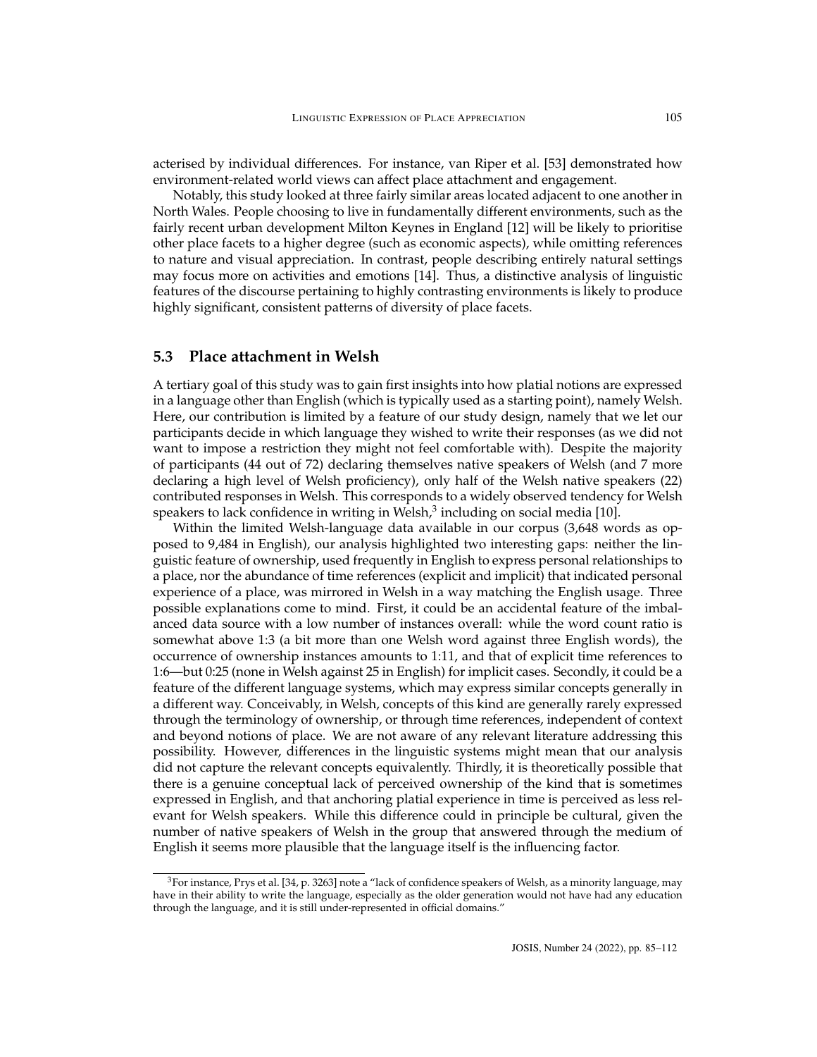acterised by individual differences. For instance, van Riper et al. [53] demonstrated how environment-related world views can affect place attachment and engagement.

Notably, this study looked at three fairly similar areas located adjacent to one another in North Wales. People choosing to live in fundamentally different environments, such as the fairly recent urban development Milton Keynes in England [12] will be likely to prioritise other place facets to a higher degree (such as economic aspects), while omitting references to nature and visual appreciation. In contrast, people describing entirely natural settings may focus more on activities and emotions [14]. Thus, a distinctive analysis of linguistic features of the discourse pertaining to highly contrasting environments is likely to produce highly significant, consistent patterns of diversity of place facets.

## 5.3 Place attachment in Welsh

A tertiary goal of this study was to gain first insights into how platial notions are expressed in a language other than English (which is typically used as a starting point), namely Welsh. Here, our contribution is limited by a feature of our study design, namely that we let our participants decide in which language they wished to write their responses (as we did not want to impose a restriction they might not feel comfortable with). Despite the majority of participants (44 out of 72) declaring themselves native speakers of Welsh (and 7 more declaring a high level of Welsh proficiency), only half of the Welsh native speakers (22) contributed responses in Welsh. This corresponds to a widely observed tendency for Welsh speakers to lack confidence in writing in Welsh,[3] including on social media [10].

Within the limited Welsh-language data available in our corpus (3,648 words as opposed to 9,484 in English), our analysis highlighted two interesting gaps: neither the linguistic feature of ownership, used frequently in English to express personal relationships to a place, nor the abundance of time references (explicit and implicit) that indicated personal experience of a place, was mirrored in Welsh in a way matching the English usage. Three possible explanations come to mind. First, it could be an accidental feature of the imbalanced data source with a low number of instances overall: while the word count ratio is somewhat above 1:3 (a bit more than one Welsh word against three English words), the occurrence of ownership instances amounts to 1:11, and that of explicit time references to 1:6—but 0:25 (none in Welsh against 25 in English) for implicit cases. Secondly, it could be a feature of the different language systems, which may express similar concepts generally in a different way. Conceivably, in Welsh, concepts of this kind are generally rarely expressed through the terminology of ownership, or through time references, independent of context and beyond notions of place. We are not aware of any relevant literature addressing this possibility. However, differences in the linguistic systems might mean that our analysis did not capture the relevant concepts equivalently. Thirdly, it is theoretically possible that there is a genuine conceptual lack of perceived ownership of the kind that is sometimes expressed in English, and that anchoring platial experience in time is perceived as less relevant for Welsh speakers. While this difference could in principle be cultural, given the number of native speakers of Welsh in the group that answered through the medium of English it seems more plausible that the language itself is the influencing factor.

[3] For instance, Prys et al. [34, p. 3263] note a "lack of confidence speakers of Welsh, as a minority language, may have in their ability to write the language, especially as the older generation would not have had any education through the language, and it is still under-represented in official domains."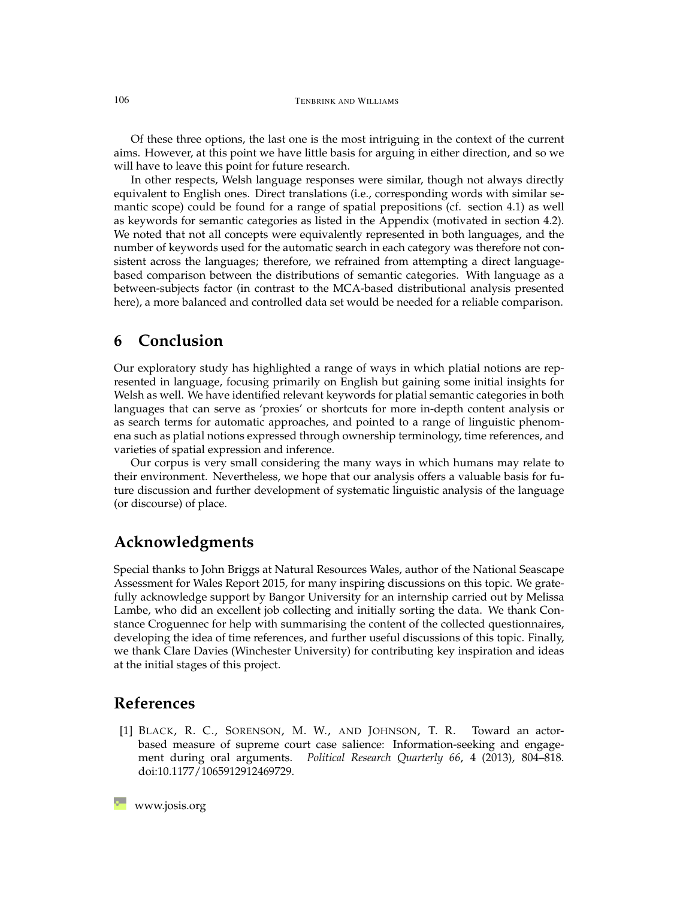Of these three options, the last one is the most intriguing in the context of the current aims. However, at this point we have little basis for arguing in either direction, and so we will have to leave this point for future research.

In other respects, Welsh language responses were similar, though not always directly equivalent to English ones. Direct translations (i.e., corresponding words with similar semantic scope) could be found for a range of spatial prepositions (cf. section 4.1) as well as keywords for semantic categories as listed in the Appendix (motivated in section 4.2). We noted that not all concepts were equivalently represented in both languages, and the number of keywords used for the automatic search in each category was therefore not consistent across the languages; therefore, we refrained from attempting a direct language-based comparison between the distributions of semantic categories. With language as a between-subjects factor (in contrast to the MCA-based distributional analysis presented here), a more balanced and controlled data set would be needed for a reliable comparison.

## 6 Conclusion

Our exploratory study has highlighted a range of ways in which platial notions are represented in language, focusing primarily on English but gaining some initial insights for Welsh as well. We have identified relevant keywords for platial semantic categories in both languages that can serve as 'proxies' or shortcuts for more in-depth content analysis or as search terms for automatic approaches, and pointed to a range of linguistic phenomena such as platial notions expressed through ownership terminology, time references, and varieties of spatial expression and inference.

Our corpus is very small considering the many ways in which humans may relate to their environment. Nevertheless, we hope that our analysis offers a valuable basis for future discussion and further development of systematic linguistic analysis of the language (or discourse) of place.

## Acknowledgments

Special thanks to John Briggs at Natural Resources Wales, author of the National Seascape Assessment for Wales Report 2015, for many inspiring discussions on this topic. We gratefully acknowledge support by Bangor University for an internship carried out by Melissa Lambe, who did an excellent job collecting and initially sorting the data. We thank Constance Croguennec for help with summarising the content of the collected questionnaires, developing the idea of time references, and further useful discussions of this topic. Finally, we thank Clare Davies (Winchester University) for contributing key inspiration and ideas at the initial stages of this project.

## References

[1] Black, R. C., Sorenson, M. W., and Johnson, T. R. Toward an actor-based measure of supreme court case salience: Information-seeking and engagement during oral arguments. *Political Research Quarterly 66*, 4 (2013), 804–818. doi:10.1177/1065912912469729.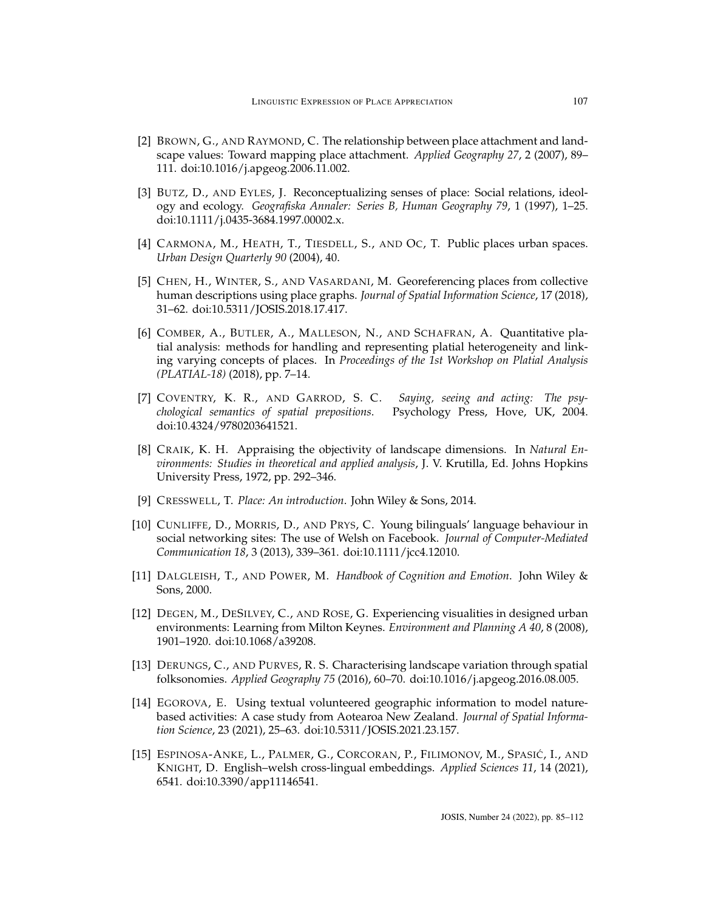[2] BROWN, G., AND RAYMOND, C. The relationship between place attachment and landscape values: Toward mapping place attachment. *Applied Geography 27*, 2 (2007), 89–111. doi:10.1016/j.apgeog.2006.11.002.

[3] BUTZ, D., AND EYLES, J. Reconceptualizing senses of place: Social relations, ideology and ecology. *Geografiska Annaler: Series B, Human Geography 79*, 1 (1997), 1–25. doi:10.1111/j.0435-3684.1997.00002.x.

[4] CARMONA, M., HEATH, T., TIESDELL, S., AND OC, T. Public places urban spaces. *Urban Design Quarterly 90* (2004), 40.

[5] CHEN, H., WINTER, S., AND VASARDANI, M. Georeferencing places from collective human descriptions using place graphs. *Journal of Spatial Information Science*, 17 (2018), 31–62. doi:10.5311/JOSIS.2018.17.417.

[6] COMBER, A., BUTLER, A., MALLESON, N., AND SCHAFRAN, A. Quantitative platial analysis: methods for handling and representing platial heterogeneity and linking varying concepts of places. In *Proceedings of the 1st Workshop on Platial Analysis (PLATIAL-18)* (2018), pp. 7–14.

[7] COVENTRY, K. R., AND GARROD, S. C. *Saying, seeing and acting: The psychological semantics of spatial prepositions*. Psychology Press, Hove, UK, 2004. doi:10.4324/9780203641521.

[8] CRAIK, K. H. Appraising the objectivity of landscape dimensions. In *Natural Environments: Studies in theoretical and applied analysis*, J. V. Krutilla, Ed. Johns Hopkins University Press, 1972, pp. 292–346.

[9] CRESSWELL, T. *Place: An introduction*. John Wiley & Sons, 2014.

[10] CUNLIFFE, D., MORRIS, D., AND PRYS, C. Young bilinguals' language behaviour in social networking sites: The use of Welsh on Facebook. *Journal of Computer-Mediated Communication 18*, 3 (2013), 339–361. doi:10.1111/jcc4.12010.

[11] DALGLEISH, T., AND POWER, M. *Handbook of Cognition and Emotion*. John Wiley & Sons, 2000.

[12] DEGEN, M., DESILVEY, C., AND ROSE, G. Experiencing visualities in designed urban environments: Learning from Milton Keynes. *Environment and Planning A 40*, 8 (2008), 1901–1920. doi:10.1068/a39208.

[13] DERUNGS, C., AND PURVES, R. S. Characterising landscape variation through spatial folksonomies. *Applied Geography 75* (2016), 60–70. doi:10.1016/j.apgeog.2016.08.005.

[14] EGOROVA, E. Using textual volunteered geographic information to model nature-based activities: A case study from Aotearoa New Zealand. *Journal of Spatial Information Science*, 23 (2021), 25–63. doi:10.5311/JOSIS.2021.23.157.

[15] ESPINOSA-ANKE, L., PALMER, G., CORCORAN, P., FILIMONOV, M., SPASIĆ, I., AND KNIGHT, D. English–welsh cross-lingual embeddings. *Applied Sciences 11*, 14 (2021), 6541. doi:10.3390/app11146541.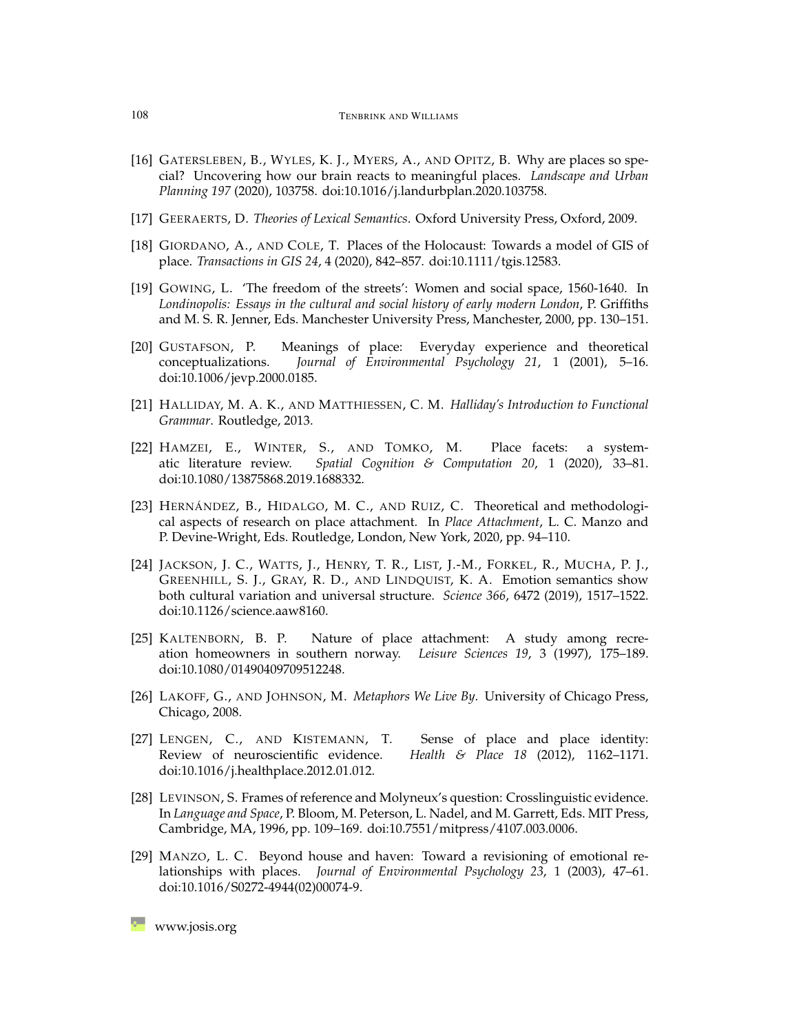[16] Gatersleben, B., Wyles, K. J., Myers, A., and Opitz, B. Why are places so special? Uncovering how our brain reacts to meaningful places. *Landscape and Urban Planning 197* (2020), 103758. doi:10.1016/j.landurbplan.2020.103758.

[17] Geeraerts, D. *Theories of Lexical Semantics*. Oxford University Press, Oxford, 2009.

[18] Giordano, A., and Cole, T. Places of the Holocaust: Towards a model of GIS of place. *Transactions in GIS 24*, 4 (2020), 842–857. doi:10.1111/tgis.12583.

[19] Gowing, L. 'The freedom of the streets': Women and social space, 1560-1640. In *Londinopolis: Essays in the cultural and social history of early modern London*, P. Griffiths and M. S. R. Jenner, Eds. Manchester University Press, Manchester, 2000, pp. 130–151.

[20] Gustafson, P. Meanings of place: Everyday experience and theoretical conceptualizations. *Journal of Environmental Psychology 21*, 1 (2001), 5–16. doi:10.1006/jevp.2000.0185.

[21] Halliday, M. A. K., and Matthiessen, C. M. *Halliday's Introduction to Functional Grammar*. Routledge, 2013.

[22] Hamzei, E., Winter, S., and Tomko, M. Place facets: a systematic literature review. *Spatial Cognition & Computation 20*, 1 (2020), 33–81. doi:10.1080/13875868.2019.1688332.

[23] Hernández, B., Hidalgo, M. C., and Ruiz, C. Theoretical and methodological aspects of research on place attachment. In *Place Attachment*, L. C. Manzo and P. Devine-Wright, Eds. Routledge, London, New York, 2020, pp. 94–110.

[24] Jackson, J. C., Watts, J., Henry, T. R., List, J.-M., Forkel, R., Mucha, P. J., Greenhill, S. J., Gray, R. D., and Lindquist, K. A. Emotion semantics show both cultural variation and universal structure. *Science 366*, 6472 (2019), 1517–1522. doi:10.1126/science.aaw8160.

[25] Kaltenborn, B. P. Nature of place attachment: A study among recreation homeowners in southern norway. *Leisure Sciences 19*, 3 (1997), 175–189. doi:10.1080/01490409709512248.

[26] Lakoff, G., and Johnson, M. *Metaphors We Live By*. University of Chicago Press, Chicago, 2008.

[27] Lengen, C., and Kistemann, T. Sense of place and place identity: Review of neuroscientific evidence. *Health & Place 18* (2012), 1162–1171. doi:10.1016/j.healthplace.2012.01.012.

[28] Levinson, S. Frames of reference and Molyneux's question: Crosslinguistic evidence. In *Language and Space*, P. Bloom, M. Peterson, L. Nadel, and M. Garrett, Eds. MIT Press, Cambridge, MA, 1996, pp. 109–169. doi:10.7551/mitpress/4107.003.0006.

[29] Manzo, L. C. Beyond house and haven: Toward a revisioning of emotional relationships with places. *Journal of Environmental Psychology 23*, 1 (2003), 47–61. doi:10.1016/S0272-4944(02)00074-9.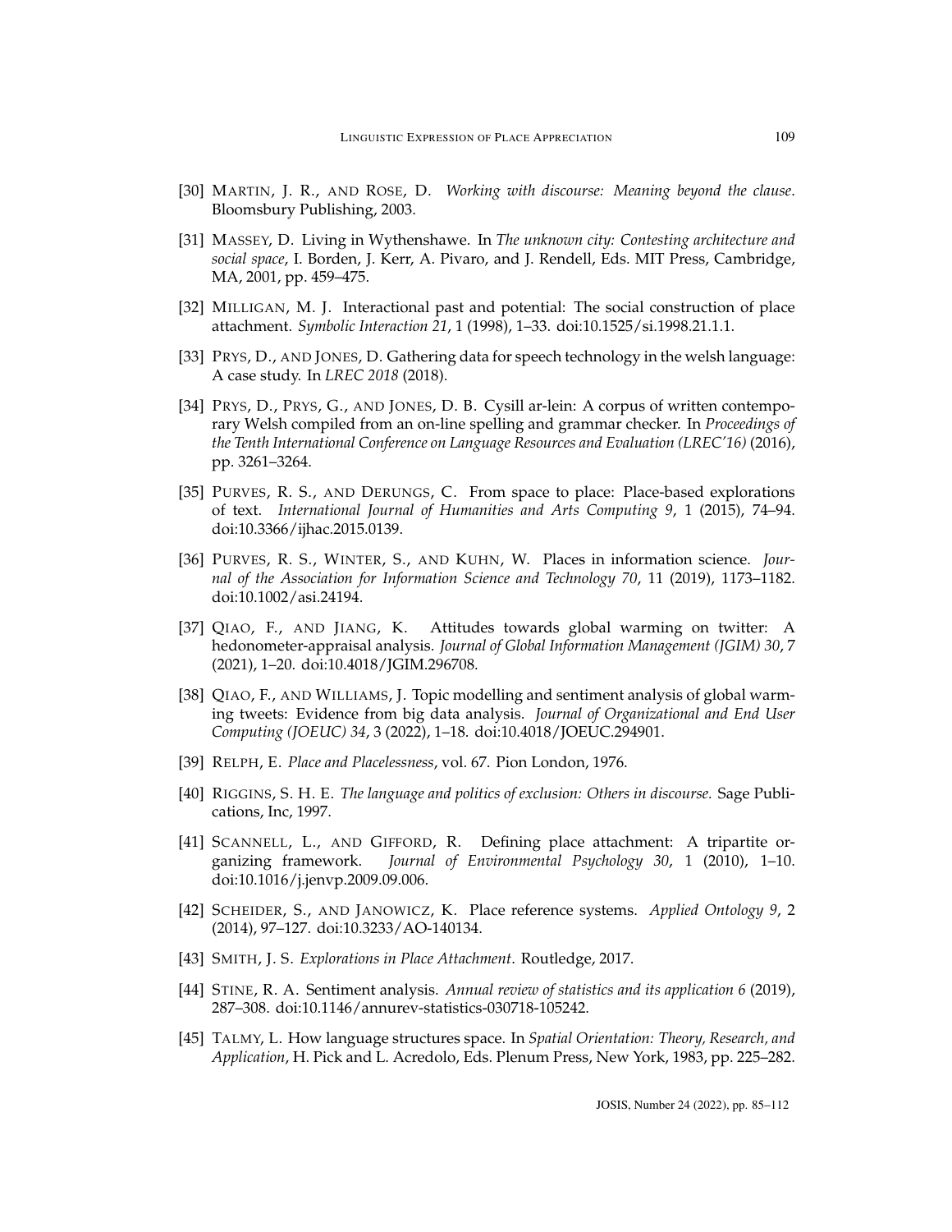[30] Martin, J. R., and Rose, D. *Working with discourse: Meaning beyond the clause*. Bloomsbury Publishing, 2003.

[31] Massey, D. Living in Wythenshawe. In *The unknown city: Contesting architecture and social space*, I. Borden, J. Kerr, A. Pivaro, and J. Rendell, Eds. MIT Press, Cambridge, MA, 2001, pp. 459–475.

[32] Milligan, M. J. Interactional past and potential: The social construction of place attachment. *Symbolic Interaction 21*, 1 (1998), 1–33. doi:10.1525/si.1998.21.1.1.

[33] Prys, D., and Jones, D. Gathering data for speech technology in the welsh language: A case study. In *LREC 2018* (2018).

[34] Prys, D., Prys, G., and Jones, D. B. Cysill ar-lein: A corpus of written contemporary Welsh compiled from an on-line spelling and grammar checker. In *Proceedings of the Tenth International Conference on Language Resources and Evaluation (LREC'16)* (2016), pp. 3261–3264.

[35] Purves, R. S., and Derungs, C. From space to place: Place-based explorations of text. *International Journal of Humanities and Arts Computing 9*, 1 (2015), 74–94. doi:10.3366/ijhac.2015.0139.

[36] Purves, R. S., Winter, S., and Kuhn, W. Places in information science. *Journal of the Association for Information Science and Technology 70*, 11 (2019), 1173–1182. doi:10.1002/asi.24194.

[37] Qiao, F., and Jiang, K. Attitudes towards global warming on twitter: A hedonometer-appraisal analysis. *Journal of Global Information Management (JGIM) 30*, 7 (2021), 1–20. doi:10.4018/JGIM.296708.

[38] Qiao, F., and Williams, J. Topic modelling and sentiment analysis of global warming tweets: Evidence from big data analysis. *Journal of Organizational and End User Computing (JOEUC) 34*, 3 (2022), 1–18. doi:10.4018/JOEUC.294901.

[39] Relph, E. *Place and Placelessness*, vol. 67. Pion London, 1976.

[40] Riggins, S. H. E. *The language and politics of exclusion: Others in discourse.* Sage Publications, Inc, 1997.

[41] Scannell, L., and Gifford, R. Defining place attachment: A tripartite organizing framework. *Journal of Environmental Psychology 30*, 1 (2010), 1–10. doi:10.1016/j.jenvp.2009.09.006.

[42] Scheider, S., and Janowicz, K. Place reference systems. *Applied Ontology 9*, 2 (2014), 97–127. doi:10.3233/AO-140134.

[43] Smith, J. S. *Explorations in Place Attachment*. Routledge, 2017.

[44] Stine, R. A. Sentiment analysis. *Annual review of statistics and its application 6* (2019), 287–308. doi:10.1146/annurev-statistics-030718-105242.

[45] Talmy, L. How language structures space. In *Spatial Orientation: Theory, Research, and Application*, H. Pick and L. Acredolo, Eds. Plenum Press, New York, 1983, pp. 225–282.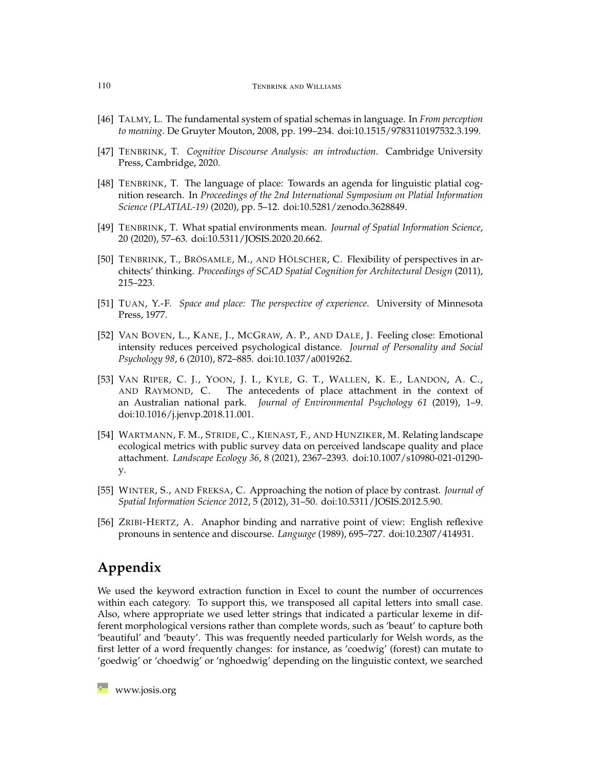[46] TALMY, L. The fundamental system of spatial schemas in language. In *From perception to meaning*. De Gruyter Mouton, 2008, pp. 199–234. doi:10.1515/9783110197532.3.199.

[47] TENBRINK, T. *Cognitive Discourse Analysis: an introduction*. Cambridge University Press, Cambridge, 2020.

[48] TENBRINK, T. The language of place: Towards an agenda for linguistic platial cognition research. In *Proceedings of the 2nd International Symposium on Platial Information Science (PLATIAL-19)* (2020), pp. 5–12. doi:10.5281/zenodo.3628849.

[49] TENBRINK, T. What spatial environments mean. *Journal of Spatial Information Science*, 20 (2020), 57–63. doi:10.5311/JOSIS.2020.20.662.

[50] TENBRINK, T., BRÖSAMLE, M., AND HÖLSCHER, C. Flexibility of perspectives in architects' thinking. *Proceedings of SCAD Spatial Cognition for Architectural Design* (2011), 215–223.

[51] TUAN, Y.-F. *Space and place: The perspective of experience*. University of Minnesota Press, 1977.

[52] VAN BOVEN, L., KANE, J., MCGRAW, A. P., AND DALE, J. Feeling close: Emotional intensity reduces perceived psychological distance. *Journal of Personality and Social Psychology 98*, 6 (2010), 872–885. doi:10.1037/a0019262.

[53] VAN RIPER, C. J., YOON, J. I., KYLE, G. T., WALLEN, K. E., LANDON, A. C., AND RAYMOND, C. The antecedents of place attachment in the context of an Australian national park. *Journal of Environmental Psychology 61* (2019), 1–9. doi:10.1016/j.jenvp.2018.11.001.

[54] WARTMANN, F. M., STRIDE, C., KIENAST, F., AND HUNZIKER, M. Relating landscape ecological metrics with public survey data on perceived landscape quality and place attachment. *Landscape Ecology 36*, 8 (2021), 2367–2393. doi:10.1007/s10980-021-01290-y.

[55] WINTER, S., AND FREKSA, C. Approaching the notion of place by contrast. *Journal of Spatial Information Science 2012*, 5 (2012), 31–50. doi:10.5311/JOSIS.2012.5.90.

[56] ZRIBI-HERTZ, A. Anaphor binding and narrative point of view: English reflexive pronouns in sentence and discourse. *Language* (1989), 695–727. doi:10.2307/414931.

## Appendix

We used the keyword extraction function in Excel to count the number of occurrences within each category. To support this, we transposed all capital letters into small case. Also, where appropriate we used letter strings that indicated a particular lexeme in different morphological versions rather than complete words, such as 'beaut' to capture both 'beautiful' and 'beauty'. This was frequently needed particularly for Welsh words, as the first letter of a word frequently changes: for instance, as 'coedwig' (forest) can mutate to 'goedwig' or 'choedwig' or 'nghoedwig' depending on the linguistic context, we searched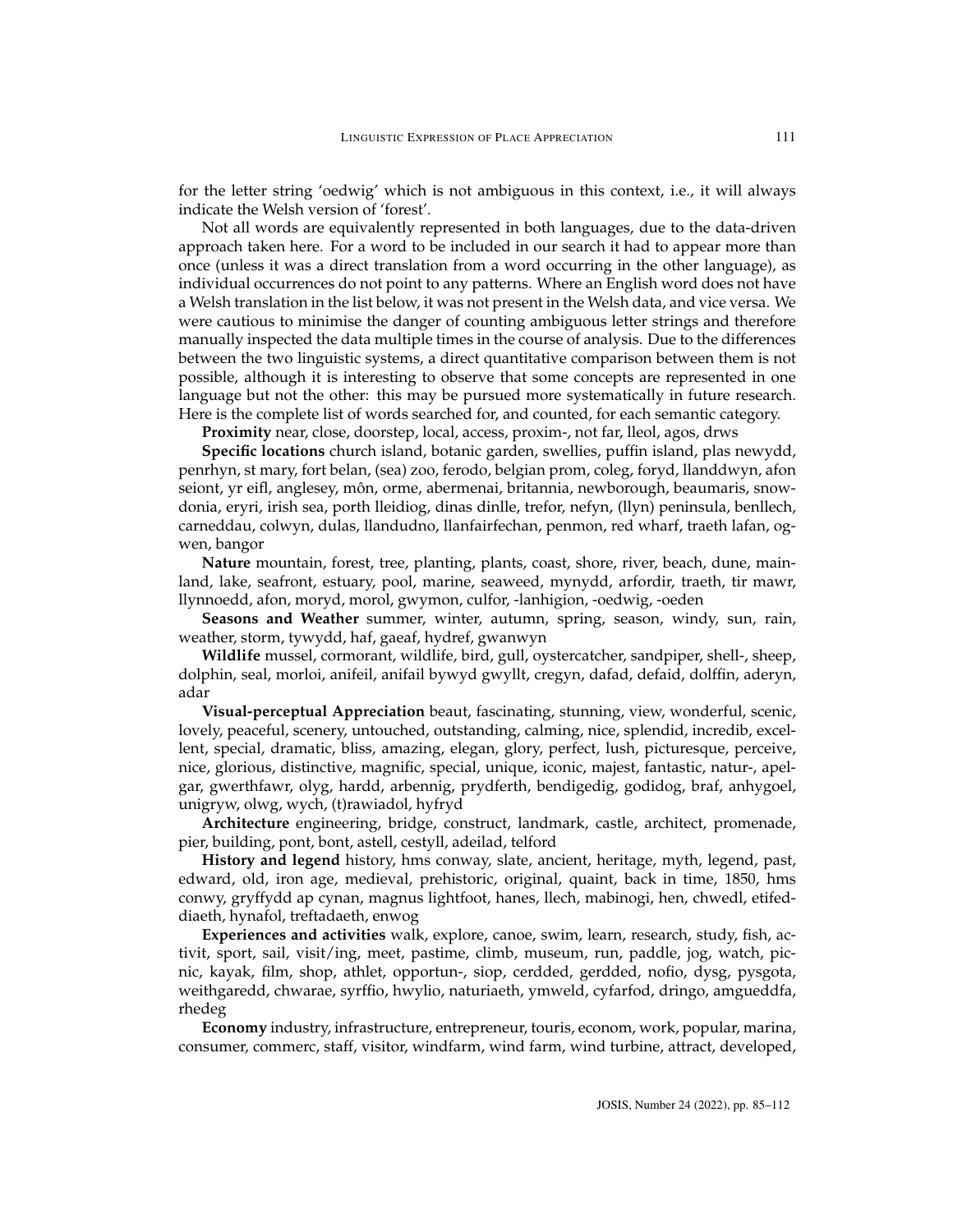for the letter string 'oedwig' which is not ambiguous in this context, i.e., it will always indicate the Welsh version of 'forest'.

Not all words are equivalently represented in both languages, due to the data-driven approach taken here. For a word to be included in our search it had to appear more than once (unless it was a direct translation from a word occurring in the other language), as individual occurrences do not point to any patterns. Where an English word does not have a Welsh translation in the list below, it was not present in the Welsh data, and vice versa. We were cautious to minimise the danger of counting ambiguous letter strings and therefore manually inspected the data multiple times in the course of analysis. Due to the differences between the two linguistic systems, a direct quantitative comparison between them is not possible, although it is interesting to observe that some concepts are represented in one language but not the other: this may be pursued more systematically in future research. Here is the complete list of words searched for, and counted, for each semantic category.

**Proximity** near, close, doorstep, local, access, proxim-, not far, lleol, agos, drws

**Specific locations** church island, botanic garden, swellies, puffin island, plas newydd, penrhyn, st mary, fort belan, (sea) zoo, ferodo, belgian prom, coleg, foryd, llanddwyn, afon seiont, yr eifl, anglesey, môn, orme, abermenai, britannia, newborough, beaumaris, snowdonia, eryri, irish sea, porth lleidiog, dinas dinlle, trefor, nefyn, (llyn) peninsula, benllech, carneddau, colwyn, dulas, llandudno, llanfairfechan, penmon, red wharf, traeth lafan, ogwen, bangor

**Nature** mountain, forest, tree, planting, plants, coast, shore, river, beach, dune, mainland, lake, seafront, estuary, pool, marine, seaweed, mynydd, arfordir, traeth, tir mawr, llynnoedd, afon, moryd, morol, gwymon, culfor, -lanhigion, -oedwig, -oeden

**Seasons and Weather** summer, winter, autumn, spring, season, windy, sun, rain, weather, storm, tywydd, haf, gaeaf, hydref, gwanwyn

**Wildlife** mussel, cormorant, wildlife, bird, gull, oystercatcher, sandpiper, shell-, sheep, dolphin, seal, morloi, anifeil, anifail bywyd gwyllt, cregyn, dafad, defaid, dolffin, aderyn, adar

**Visual-perceptual Appreciation** beaut, fascinating, stunning, view, wonderful, scenic, lovely, peaceful, scenery, untouched, outstanding, calming, nice, splendid, incredib, excellent, special, dramatic, bliss, amazing, elegan, glory, perfect, lush, picturesque, perceive, nice, glorious, distinctive, magnific, special, unique, iconic, majest, fantastic, natur-, apelgar, gwerthfawr, olyg, hardd, arbennig, prydferth, bendigedig, godidog, braf, anhygoel, unigryw, olwg, wych, (t)rawiadol, hyfryd

**Architecture** engineering, bridge, construct, landmark, castle, architect, promenade, pier, building, pont, bont, astell, cestyll, adeilad, telford

**History and legend** history, hms conway, slate, ancient, heritage, myth, legend, past, edward, old, iron age, medieval, prehistoric, original, quaint, back in time, 1850, hms conwy, gryffydd ap cynan, magnus lightfoot, hanes, llech, mabinogi, hen, chwedl, etifeddiaeth, hynafol, treftadaeth, enwog

**Experiences and activities** walk, explore, canoe, swim, learn, research, study, fish, activit, sport, sail, visit/ing, meet, pastime, climb, museum, run, paddle, jog, watch, picnic, kayak, film, shop, athlet, opportun-, siop, cerdded, gerdded, nofio, dysg, pysgota, weithgaredd, chwarae, syrffio, hwylio, naturiaeth, ymweld, cyfarfod, dringo, amgueddfa, rhedeg

**Economy** industry, infrastructure, entrepreneur, touris, econom, work, popular, marina, consumer, commerc, staff, visitor, windfarm, wind farm, wind turbine, attract, developed,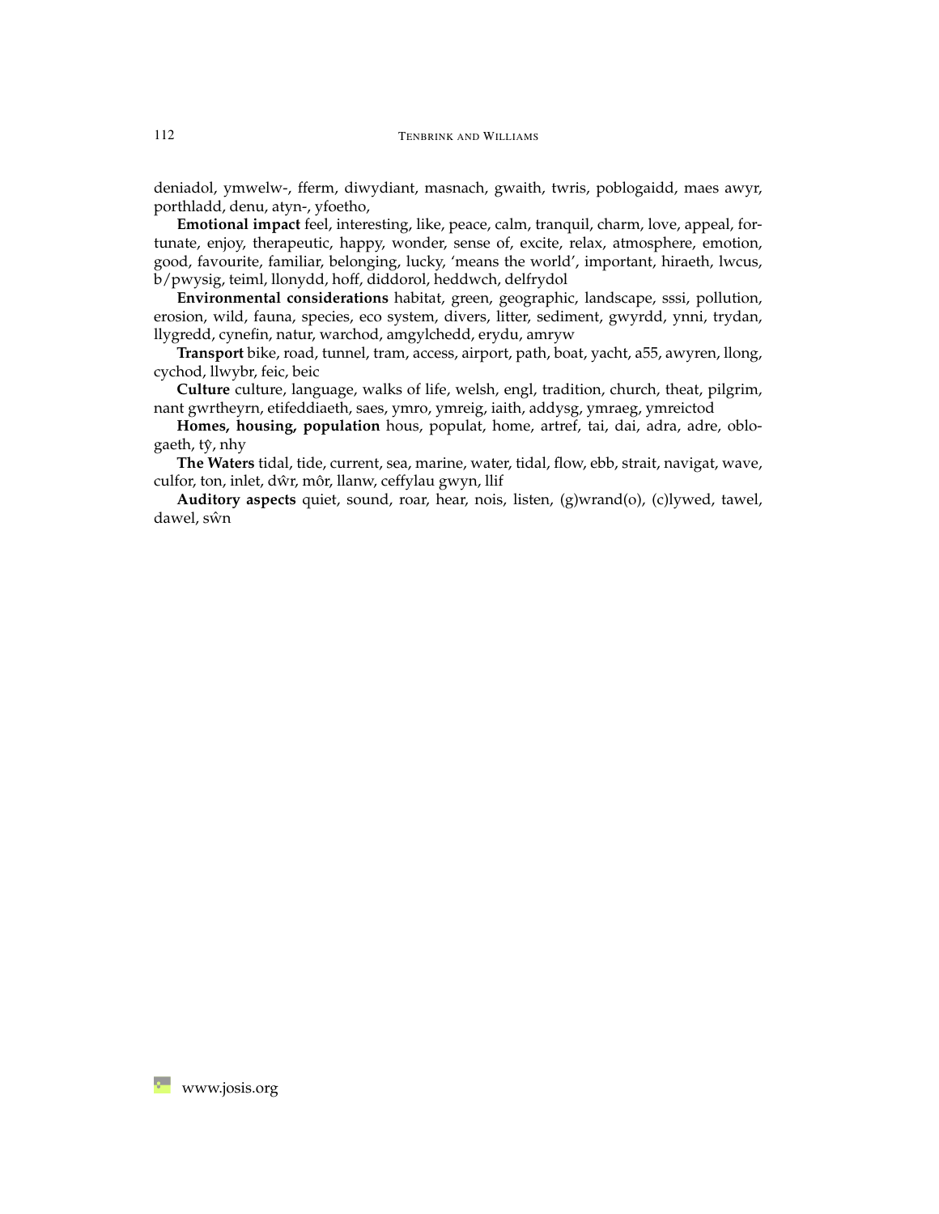deniadol, ymwelw-, fferm, diwydiant, masnach, gwaith, twris, poblogaidd, maes awyr, porthladd, denu, atyn-, yfoetho,

**Emotional impact** feel, interesting, like, peace, calm, tranquil, charm, love, appeal, fortunate, enjoy, therapeutic, happy, wonder, sense of, excite, relax, atmosphere, emotion, good, favourite, familiar, belonging, lucky, 'means the world', important, hiraeth, lwcus, b/pwysig, teiml, llonydd, hoff, diddorol, heddwch, delfrydol

**Environmental considerations** habitat, green, geographic, landscape, sssi, pollution, erosion, wild, fauna, species, eco system, divers, litter, sediment, gwyrdd, ynni, trydan, llygredd, cynefin, natur, warchod, amgylchedd, erydu, amryw

**Transport** bike, road, tunnel, tram, access, airport, path, boat, yacht, a55, awyren, llong, cychod, llwybr, feic, beic

**Culture** culture, language, walks of life, welsh, engl, tradition, church, theat, pilgrim, nant gwrtheyrn, etifeddiaeth, saes, ymro, ymreig, iaith, addysg, ymraeg, ymreictod

**Homes, housing, population** hous, populat, home, artref, tai, dai, adra, adre, oblogaeth, tŷ, nhy

**The Waters** tidal, tide, current, sea, marine, water, tidal, flow, ebb, strait, navigat, wave, culfor, ton, inlet, dŵr, môr, llanw, ceffylau gwyn, llif

**Auditory aspects** quiet, sound, roar, hear, nois, listen, (g)wrand(o), (c)lywed, tawel, dawel, sŵn